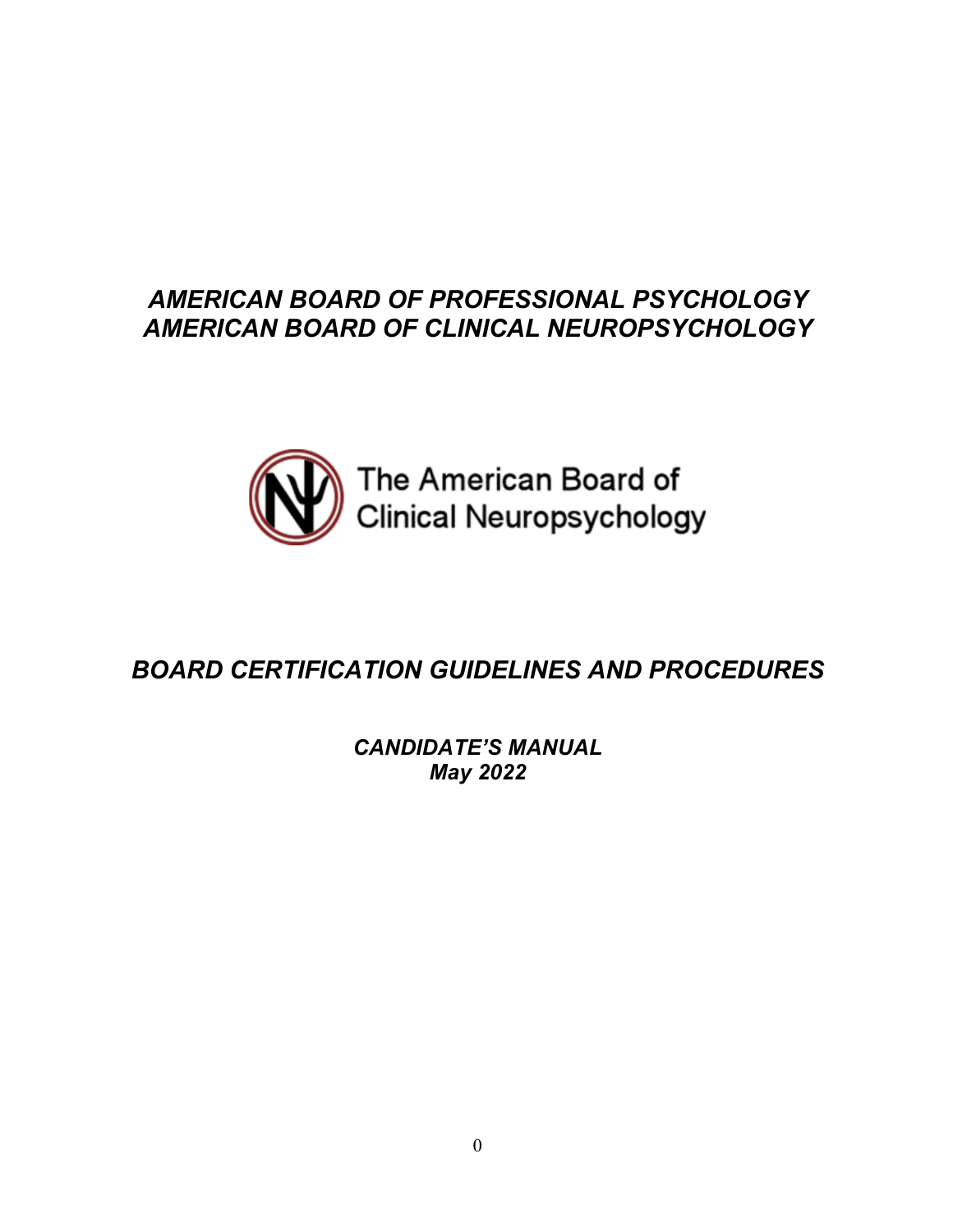# *AMERICAN BOARD OF PROFESSIONAL PSYCHOLOGY*
# *AMERICAN BOARD OF CLINICAL NEUROPSYCHOLOGY*

The American Board of Clinical Neuropsychology

## *BOARD CERTIFICATION GUIDELINES AND PROCEDURES*

***CANDIDATE'S MANUAL***
***May 2022***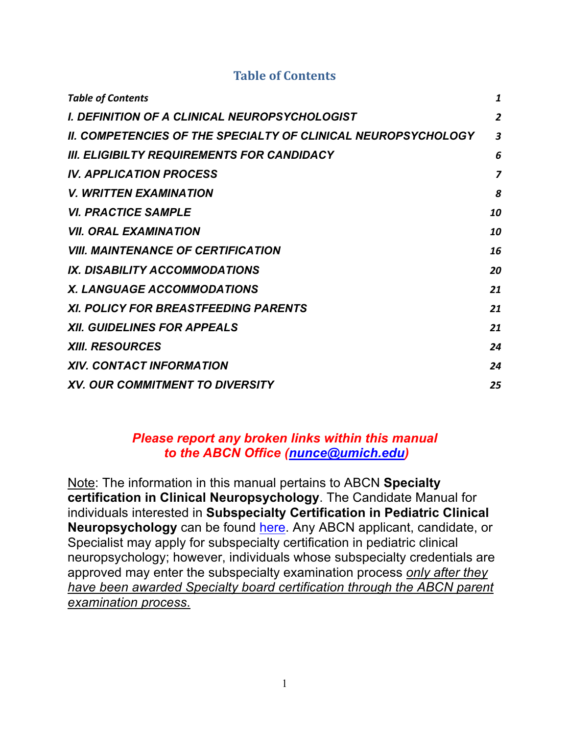## Table of Contents

| | |
|---|---|
| *Table of Contents* | *1* |
| *I. DEFINITION OF A CLINICAL NEUROPSYCHOLOGIST* | *2* |
| *II. COMPETENCIES OF THE SPECIALTY OF CLINICAL NEUROPSYCHOLOGY* | *3* |
| *III. ELIGIBILTY REQUIREMENTS FOR CANDIDACY* | *6* |
| *IV. APPLICATION PROCESS* | *7* |
| *V. WRITTEN EXAMINATION* | *8* |
| *VI. PRACTICE SAMPLE* | *10* |
| *VII. ORAL EXAMINATION* | *10* |
| *VIII. MAINTENANCE OF CERTIFICATION* | *16* |
| *IX. DISABILITY ACCOMMODATIONS* | *20* |
| *X. LANGUAGE ACCOMMODATIONS* | *21* |
| *XI. POLICY FOR BREASTFEEDING PARENTS* | *21* |
| *XII. GUIDELINES FOR APPEALS* | *21* |
| *XIII. RESOURCES* | *24* |
| *XIV. CONTACT INFORMATION* | *24* |
| *XV. OUR COMMITMENT TO DIVERSITY* | *25* |

***Please report any broken links within this manual to the ABCN Office (nunce@umich.edu)***

Note: The information in this manual pertains to ABCN **Specialty certification in Clinical Neuropsychology**. The Candidate Manual for individuals interested in **Subspecialty Certification in Pediatric Clinical Neuropsychology** can be found here. Any ABCN applicant, candidate, or Specialist may apply for subspecialty certification in pediatric clinical neuropsychology; however, individuals whose subspecialty credentials are approved may enter the subspecialty examination process *only after they have been awarded Specialty board certification through the ABCN parent examination process*.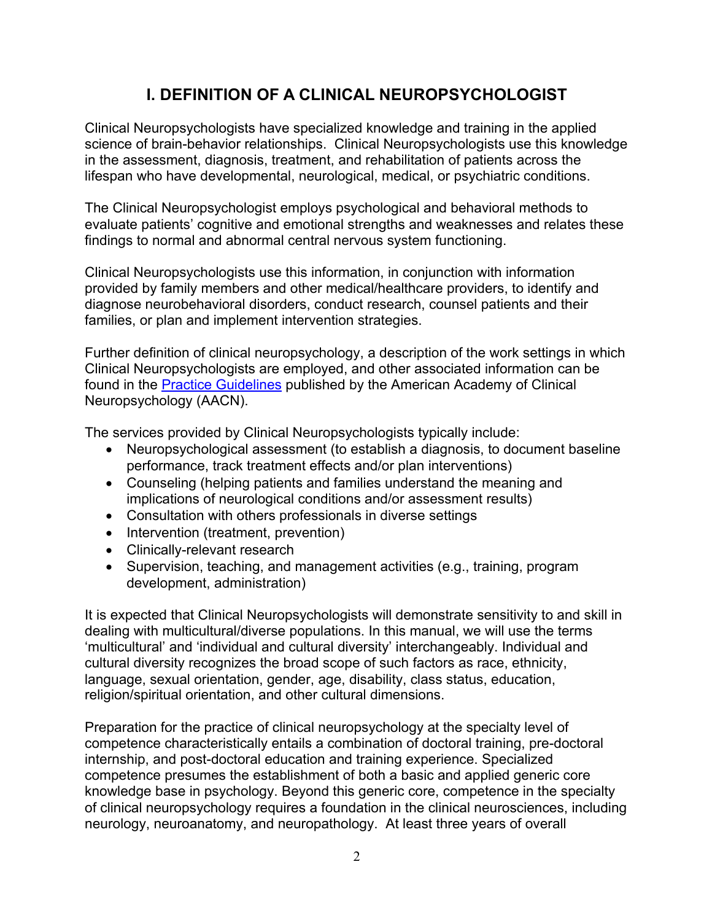# I. DEFINITION OF A CLINICAL NEUROPSYCHOLOGIST

Clinical Neuropsychologists have specialized knowledge and training in the applied science of brain-behavior relationships. Clinical Neuropsychologists use this knowledge in the assessment, diagnosis, treatment, and rehabilitation of patients across the lifespan who have developmental, neurological, medical, or psychiatric conditions.

The Clinical Neuropsychologist employs psychological and behavioral methods to evaluate patients' cognitive and emotional strengths and weaknesses and relates these findings to normal and abnormal central nervous system functioning.

Clinical Neuropsychologists use this information, in conjunction with information provided by family members and other medical/healthcare providers, to identify and diagnose neurobehavioral disorders, conduct research, counsel patients and their families, or plan and implement intervention strategies.

Further definition of clinical neuropsychology, a description of the work settings in which Clinical Neuropsychologists are employed, and other associated information can be found in the Practice Guidelines published by the American Academy of Clinical Neuropsychology (AACN).

The services provided by Clinical Neuropsychologists typically include:

- Neuropsychological assessment (to establish a diagnosis, to document baseline performance, track treatment effects and/or plan interventions)
- Counseling (helping patients and families understand the meaning and implications of neurological conditions and/or assessment results)
- Consultation with others professionals in diverse settings
- Intervention (treatment, prevention)
- Clinically-relevant research
- Supervision, teaching, and management activities (e.g., training, program development, administration)

It is expected that Clinical Neuropsychologists will demonstrate sensitivity to and skill in dealing with multicultural/diverse populations. In this manual, we will use the terms 'multicultural' and 'individual and cultural diversity' interchangeably. Individual and cultural diversity recognizes the broad scope of such factors as race, ethnicity, language, sexual orientation, gender, age, disability, class status, education, religion/spiritual orientation, and other cultural dimensions.

Preparation for the practice of clinical neuropsychology at the specialty level of competence characteristically entails a combination of doctoral training, pre-doctoral internship, and post-doctoral education and training experience. Specialized competence presumes the establishment of both a basic and applied generic core knowledge base in psychology. Beyond this generic core, competence in the specialty of clinical neuropsychology requires a foundation in the clinical neurosciences, including neurology, neuroanatomy, and neuropathology. At least three years of overall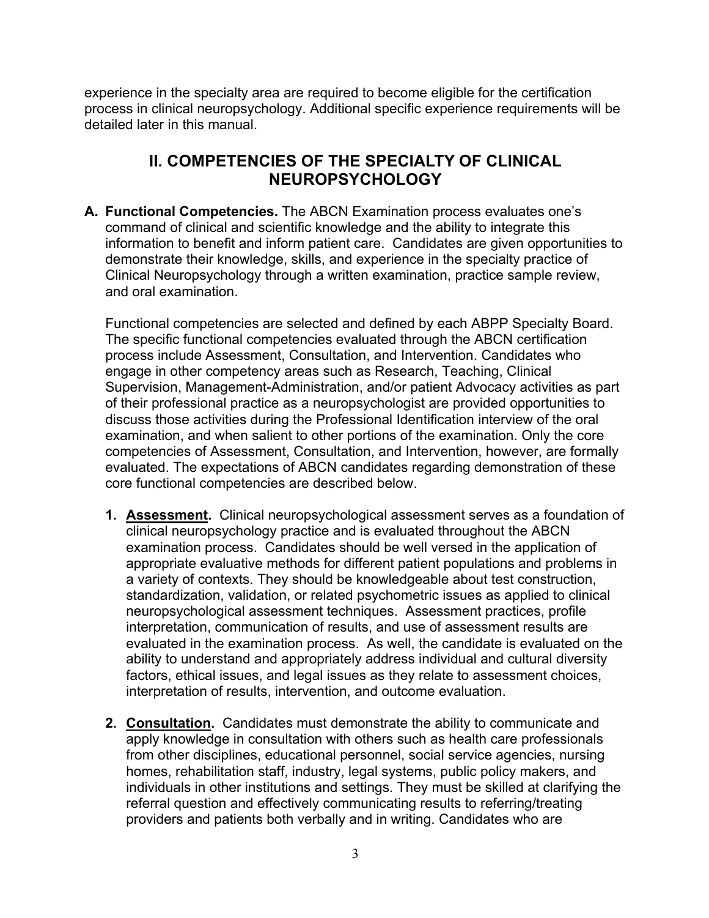experience in the specialty area are required to become eligible for the certification process in clinical neuropsychology. Additional specific experience requirements will be detailed later in this manual.

## II. COMPETENCIES OF THE SPECIALTY OF CLINICAL NEUROPSYCHOLOGY

**A. Functional Competencies.** The ABCN Examination process evaluates one's command of clinical and scientific knowledge and the ability to integrate this information to benefit and inform patient care. Candidates are given opportunities to demonstrate their knowledge, skills, and experience in the specialty practice of Clinical Neuropsychology through a written examination, practice sample review, and oral examination.

Functional competencies are selected and defined by each ABPP Specialty Board. The specific functional competencies evaluated through the ABCN certification process include Assessment, Consultation, and Intervention. Candidates who engage in other competency areas such as Research, Teaching, Clinical Supervision, Management-Administration, and/or patient Advocacy activities as part of their professional practice as a neuropsychologist are provided opportunities to discuss those activities during the Professional Identification interview of the oral examination, and when salient to other portions of the examination. Only the core competencies of Assessment, Consultation, and Intervention, however, are formally evaluated. The expectations of ABCN candidates regarding demonstration of these core functional competencies are described below.

1. **Assessment.** Clinical neuropsychological assessment serves as a foundation of clinical neuropsychology practice and is evaluated throughout the ABCN examination process. Candidates should be well versed in the application of appropriate evaluative methods for different patient populations and problems in a variety of contexts. They should be knowledgeable about test construction, standardization, validation, or related psychometric issues as applied to clinical neuropsychological assessment techniques. Assessment practices, profile interpretation, communication of results, and use of assessment results are evaluated in the examination process. As well, the candidate is evaluated on the ability to understand and appropriately address individual and cultural diversity factors, ethical issues, and legal issues as they relate to assessment choices, interpretation of results, intervention, and outcome evaluation.

2. **Consultation.** Candidates must demonstrate the ability to communicate and apply knowledge in consultation with others such as health care professionals from other disciplines, educational personnel, social service agencies, nursing homes, rehabilitation staff, industry, legal systems, public policy makers, and individuals in other institutions and settings. They must be skilled at clarifying the referral question and effectively communicating results to referring/treating providers and patients both verbally and in writing. Candidates who are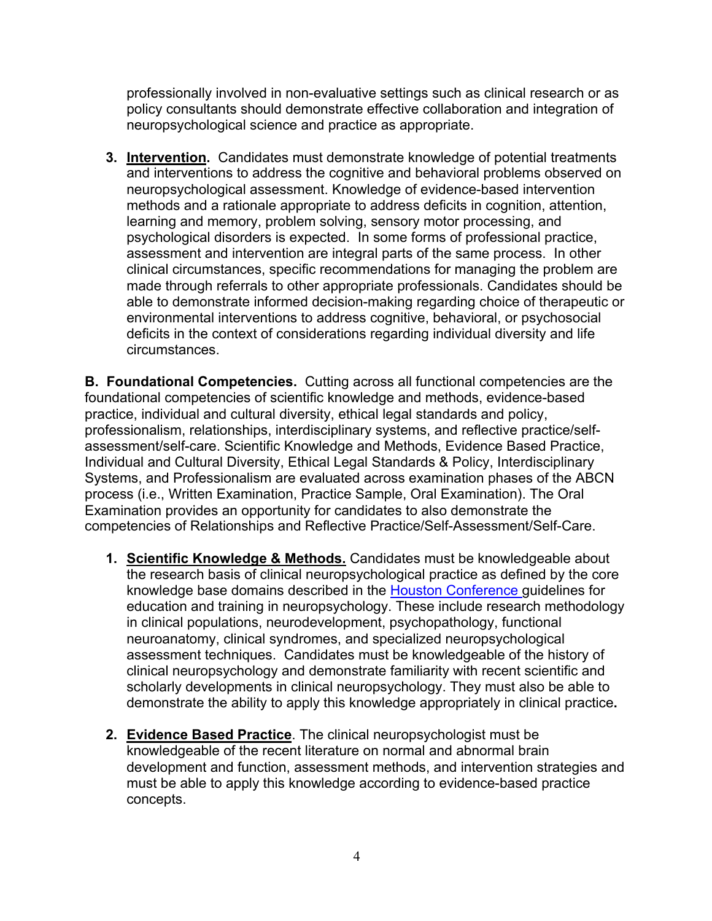professionally involved in non-evaluative settings such as clinical research or as policy consultants should demonstrate effective collaboration and integration of neuropsychological science and practice as appropriate.

3. **Intervention.** Candidates must demonstrate knowledge of potential treatments and interventions to address the cognitive and behavioral problems observed on neuropsychological assessment. Knowledge of evidence-based intervention methods and a rationale appropriate to address deficits in cognition, attention, learning and memory, problem solving, sensory motor processing, and psychological disorders is expected. In some forms of professional practice, assessment and intervention are integral parts of the same process. In other clinical circumstances, specific recommendations for managing the problem are made through referrals to other appropriate professionals. Candidates should be able to demonstrate informed decision-making regarding choice of therapeutic or environmental interventions to address cognitive, behavioral, or psychosocial deficits in the context of considerations regarding individual diversity and life circumstances.

**B. Foundational Competencies.** Cutting across all functional competencies are the foundational competencies of scientific knowledge and methods, evidence-based practice, individual and cultural diversity, ethical legal standards and policy, professionalism, relationships, interdisciplinary systems, and reflective practice/self-assessment/self-care. Scientific Knowledge and Methods, Evidence Based Practice, Individual and Cultural Diversity, Ethical Legal Standards & Policy, Interdisciplinary Systems, and Professionalism are evaluated across examination phases of the ABCN process (i.e., Written Examination, Practice Sample, Oral Examination). The Oral Examination provides an opportunity for candidates to also demonstrate the competencies of Relationships and Reflective Practice/Self-Assessment/Self-Care.

1. **Scientific Knowledge & Methods.** Candidates must be knowledgeable about the research basis of clinical neuropsychological practice as defined by the core knowledge base domains described in the Houston Conference guidelines for education and training in neuropsychology. These include research methodology in clinical populations, neurodevelopment, psychopathology, functional neuroanatomy, clinical syndromes, and specialized neuropsychological assessment techniques. Candidates must be knowledgeable of the history of clinical neuropsychology and demonstrate familiarity with recent scientific and scholarly developments in clinical neuropsychology. They must also be able to demonstrate the ability to apply this knowledge appropriately in clinical practice.

2. **Evidence Based Practice**. The clinical neuropsychologist must be knowledgeable of the recent literature on normal and abnormal brain development and function, assessment methods, and intervention strategies and must be able to apply this knowledge according to evidence-based practice concepts.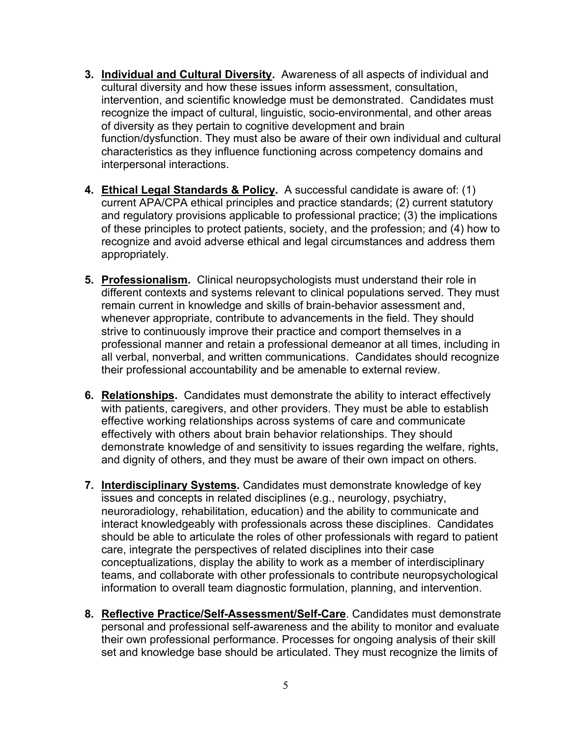3. **Individual and Cultural Diversity.** Awareness of all aspects of individual and cultural diversity and how these issues inform assessment, consultation, intervention, and scientific knowledge must be demonstrated. Candidates must recognize the impact of cultural, linguistic, socio-environmental, and other areas of diversity as they pertain to cognitive development and brain function/dysfunction. They must also be aware of their own individual and cultural characteristics as they influence functioning across competency domains and interpersonal interactions.

4. **Ethical Legal Standards & Policy.** A successful candidate is aware of: (1) current APA/CPA ethical principles and practice standards; (2) current statutory and regulatory provisions applicable to professional practice; (3) the implications of these principles to protect patients, society, and the profession; and (4) how to recognize and avoid adverse ethical and legal circumstances and address them appropriately.

5. **Professionalism.** Clinical neuropsychologists must understand their role in different contexts and systems relevant to clinical populations served. They must remain current in knowledge and skills of brain-behavior assessment and, whenever appropriate, contribute to advancements in the field. They should strive to continuously improve their practice and comport themselves in a professional manner and retain a professional demeanor at all times, including in all verbal, nonverbal, and written communications. Candidates should recognize their professional accountability and be amenable to external review.

6. **Relationships.** Candidates must demonstrate the ability to interact effectively with patients, caregivers, and other providers. They must be able to establish effective working relationships across systems of care and communicate effectively with others about brain behavior relationships. They should demonstrate knowledge of and sensitivity to issues regarding the welfare, rights, and dignity of others, and they must be aware of their own impact on others.

7. **Interdisciplinary Systems.** Candidates must demonstrate knowledge of key issues and concepts in related disciplines (e.g., neurology, psychiatry, neuroradiology, rehabilitation, education) and the ability to communicate and interact knowledgeably with professionals across these disciplines. Candidates should be able to articulate the roles of other professionals with regard to patient care, integrate the perspectives of related disciplines into their case conceptualizations, display the ability to work as a member of interdisciplinary teams, and collaborate with other professionals to contribute neuropsychological information to overall team diagnostic formulation, planning, and intervention.

8. **Reflective Practice/Self-Assessment/Self-Care**. Candidates must demonstrate personal and professional self-awareness and the ability to monitor and evaluate their own professional performance. Processes for ongoing analysis of their skill set and knowledge base should be articulated. They must recognize the limits of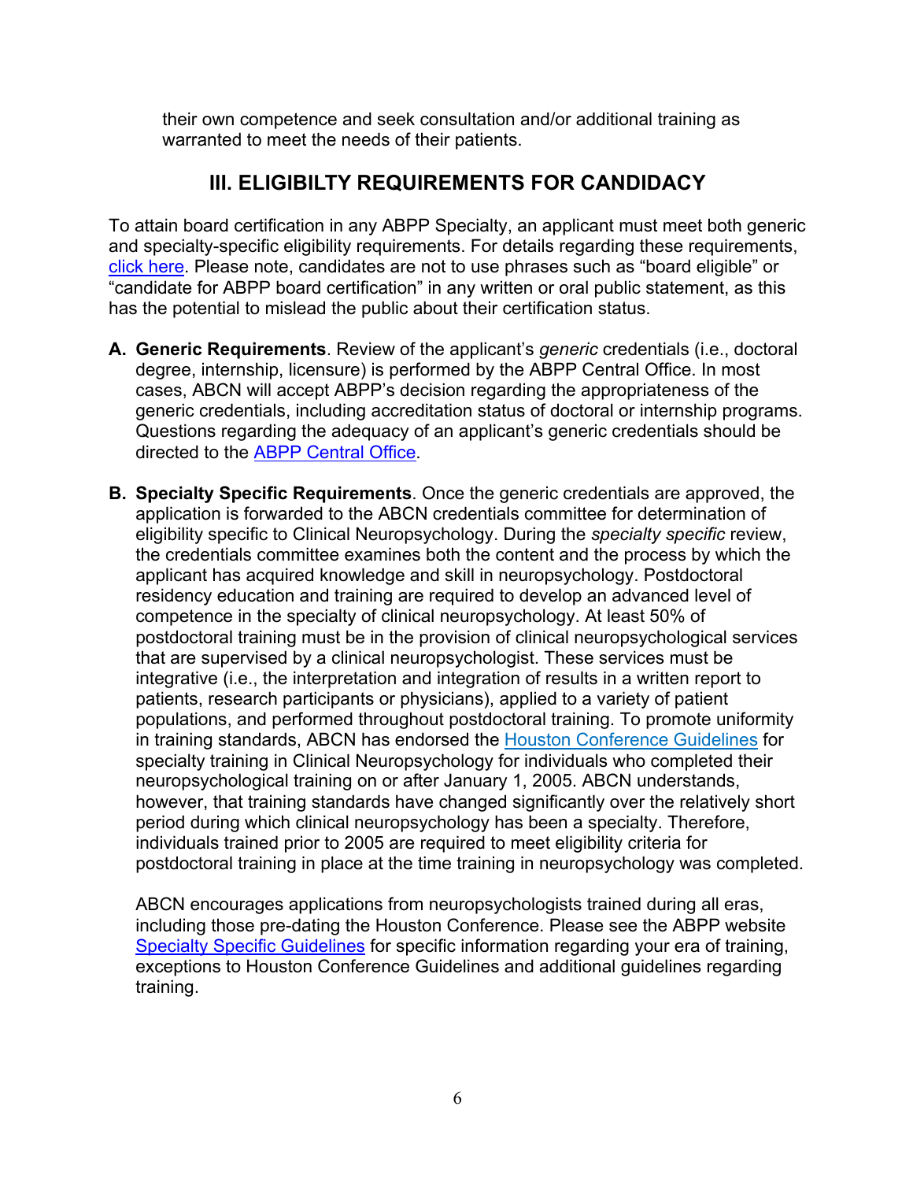their own competence and seek consultation and/or additional training as warranted to meet the needs of their patients.

## III. ELIGIBILTY REQUIREMENTS FOR CANDIDACY

To attain board certification in any ABPP Specialty, an applicant must meet both generic and specialty-specific eligibility requirements. For details regarding these requirements, click here. Please note, candidates are not to use phrases such as "board eligible" or "candidate for ABPP board certification" in any written or oral public statement, as this has the potential to mislead the public about their certification status.

**A. Generic Requirements**. Review of the applicant's *generic* credentials (i.e., doctoral degree, internship, licensure) is performed by the ABPP Central Office. In most cases, ABCN will accept ABPP's decision regarding the appropriateness of the generic credentials, including accreditation status of doctoral or internship programs. Questions regarding the adequacy of an applicant's generic credentials should be directed to the ABPP Central Office.

**B. Specialty Specific Requirements**. Once the generic credentials are approved, the application is forwarded to the ABCN credentials committee for determination of eligibility specific to Clinical Neuropsychology. During the *specialty specific* review, the credentials committee examines both the content and the process by which the applicant has acquired knowledge and skill in neuropsychology. Postdoctoral residency education and training are required to develop an advanced level of competence in the specialty of clinical neuropsychology. At least 50% of postdoctoral training must be in the provision of clinical neuropsychological services that are supervised by a clinical neuropsychologist. These services must be integrative (i.e., the interpretation and integration of results in a written report to patients, research participants or physicians), applied to a variety of patient populations, and performed throughout postdoctoral training. To promote uniformity in training standards, ABCN has endorsed the Houston Conference Guidelines for specialty training in Clinical Neuropsychology for individuals who completed their neuropsychological training on or after January 1, 2005. ABCN understands, however, that training standards have changed significantly over the relatively short period during which clinical neuropsychology has been a specialty. Therefore, individuals trained prior to 2005 are required to meet eligibility criteria for postdoctoral training in place at the time training in neuropsychology was completed.

ABCN encourages applications from neuropsychologists trained during all eras, including those pre-dating the Houston Conference. Please see the ABPP website Specialty Specific Guidelines for specific information regarding your era of training, exceptions to Houston Conference Guidelines and additional guidelines regarding training.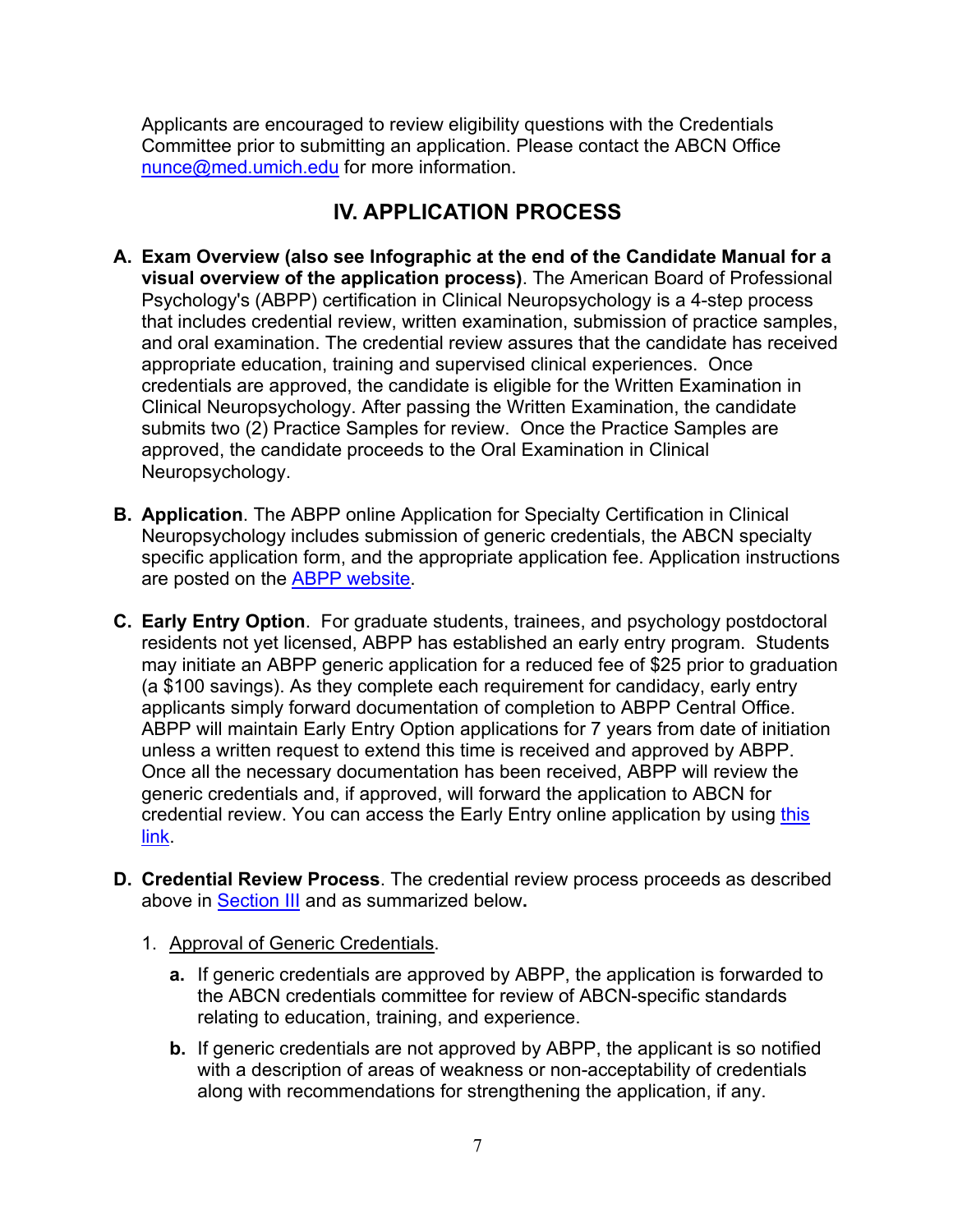Applicants are encouraged to review eligibility questions with the Credentials Committee prior to submitting an application. Please contact the ABCN Office [nunce@med.umich.edu](mailto:nunce@med.umich.edu) for more information.

## IV. APPLICATION PROCESS

**A. Exam Overview (also see Infographic at the end of the Candidate Manual for a visual overview of the application process)**. The American Board of Professional Psychology's (ABPP) certification in Clinical Neuropsychology is a 4-step process that includes credential review, written examination, submission of practice samples, and oral examination. The credential review assures that the candidate has received appropriate education, training and supervised clinical experiences. Once credentials are approved, the candidate is eligible for the Written Examination in Clinical Neuropsychology. After passing the Written Examination, the candidate submits two (2) Practice Samples for review. Once the Practice Samples are approved, the candidate proceeds to the Oral Examination in Clinical Neuropsychology.

**B. Application**. The ABPP online Application for Specialty Certification in Clinical Neuropsychology includes submission of generic credentials, the ABCN specialty specific application form, and the appropriate application fee. Application instructions are posted on the ABPP website.

**C. Early Entry Option**. For graduate students, trainees, and psychology postdoctoral residents not yet licensed, ABPP has established an early entry program. Students may initiate an ABPP generic application for a reduced fee of $25 prior to graduation (a $100 savings). As they complete each requirement for candidacy, early entry applicants simply forward documentation of completion to ABPP Central Office. ABPP will maintain Early Entry Option applications for 7 years from date of initiation unless a written request to extend this time is received and approved by ABPP. Once all the necessary documentation has been received, ABPP will review the generic credentials and, if approved, will forward the application to ABCN for credential review. You can access the Early Entry online application by using this link.

**D. Credential Review Process**. The credential review process proceeds as described above in Section III and as summarized below**.**

1. Approval of Generic Credentials.

   **a.** If generic credentials are approved by ABPP, the application is forwarded to the ABCN credentials committee for review of ABCN-specific standards relating to education, training, and experience.

   **b.** If generic credentials are not approved by ABPP, the applicant is so notified with a description of areas of weakness or non-acceptability of credentials along with recommendations for strengthening the application, if any.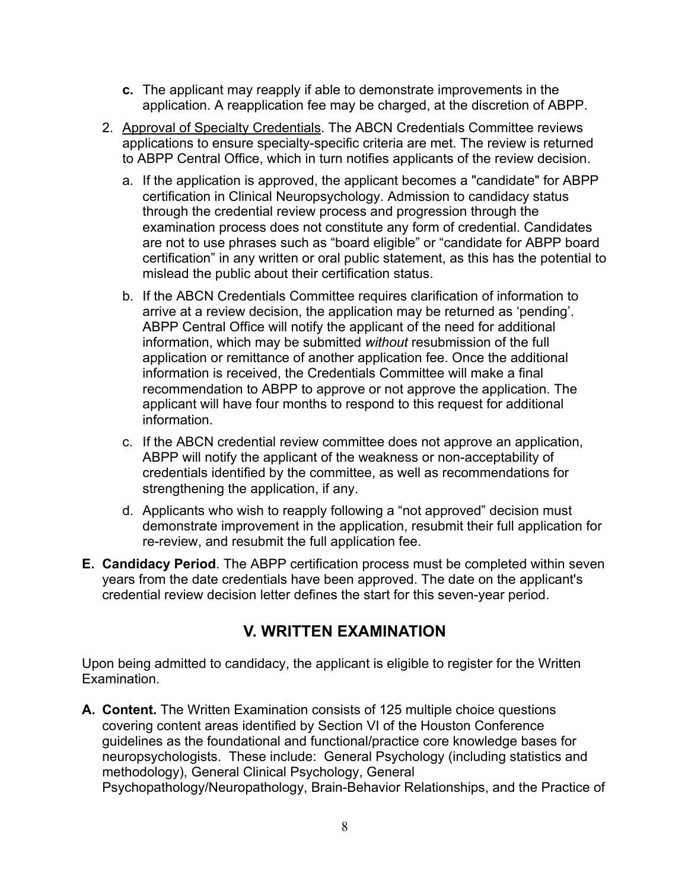**c.** The applicant may reapply if able to demonstrate improvements in the application. A reapplication fee may be charged, at the discretion of ABPP.

2. Approval of Specialty Credentials. The ABCN Credentials Committee reviews applications to ensure specialty-specific criteria are met. The review is returned to ABPP Central Office, which in turn notifies applicants of the review decision.

   a. If the application is approved, the applicant becomes a "candidate" for ABPP certification in Clinical Neuropsychology. Admission to candidacy status through the credential review process and progression through the examination process does not constitute any form of credential. Candidates are not to use phrases such as "board eligible" or "candidate for ABPP board certification" in any written or oral public statement, as this has the potential to mislead the public about their certification status.

   b. If the ABCN Credentials Committee requires clarification of information to arrive at a review decision, the application may be returned as 'pending'. ABPP Central Office will notify the applicant of the need for additional information, which may be submitted *without* resubmission of the full application or remittance of another application fee. Once the additional information is received, the Credentials Committee will make a final recommendation to ABPP to approve or not approve the application. The applicant will have four months to respond to this request for additional information.

   c. If the ABCN credential review committee does not approve an application, ABPP will notify the applicant of the weakness or non-acceptability of credentials identified by the committee, as well as recommendations for strengthening the application, if any.

   d. Applicants who wish to reapply following a "not approved" decision must demonstrate improvement in the application, resubmit their full application for re-review, and resubmit the full application fee.

**E. Candidacy Period**. The ABPP certification process must be completed within seven years from the date credentials have been approved. The date on the applicant's credential review decision letter defines the start for this seven-year period.

## V. WRITTEN EXAMINATION

Upon being admitted to candidacy, the applicant is eligible to register for the Written Examination.

**A. Content.** The Written Examination consists of 125 multiple choice questions covering content areas identified by Section VI of the Houston Conference guidelines as the foundational and functional/practice core knowledge bases for neuropsychologists. These include: General Psychology (including statistics and methodology), General Clinical Psychology, General Psychopathology/Neuropathology, Brain-Behavior Relationships, and the Practice of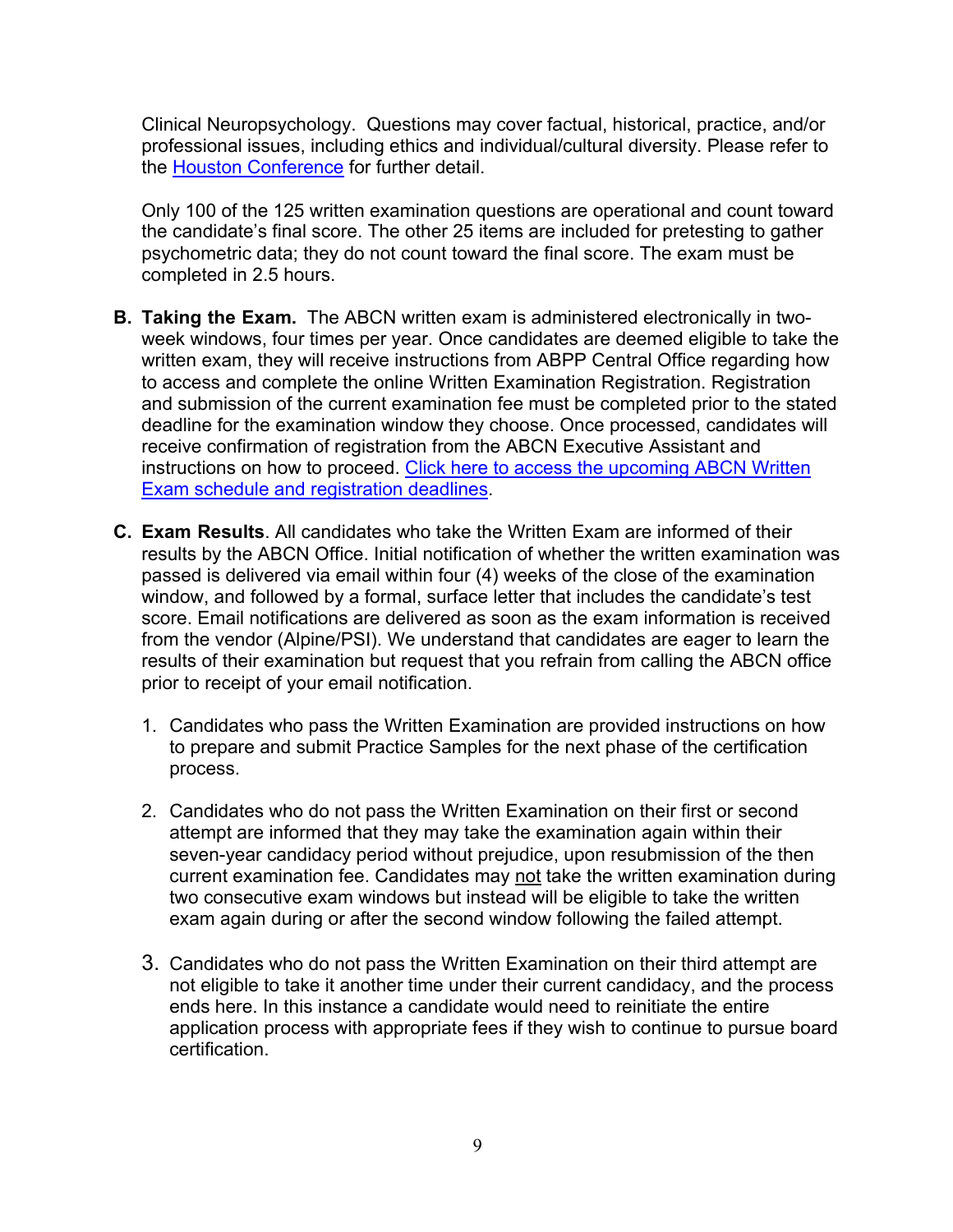Clinical Neuropsychology. Questions may cover factual, historical, practice, and/or professional issues, including ethics and individual/cultural diversity. Please refer to the [Houston Conference]() for further detail.

Only 100 of the 125 written examination questions are operational and count toward the candidate's final score. The other 25 items are included for pretesting to gather psychometric data; they do not count toward the final score. The exam must be completed in 2.5 hours.

B. **Taking the Exam.** The ABCN written exam is administered electronically in two-week windows, four times per year. Once candidates are deemed eligible to take the written exam, they will receive instructions from ABPP Central Office regarding how to access and complete the online Written Examination Registration. Registration and submission of the current examination fee must be completed prior to the stated deadline for the examination window they choose. Once processed, candidates will receive confirmation of registration from the ABCN Executive Assistant and instructions on how to proceed. [Click here to access the upcoming ABCN Written Exam schedule and registration deadlines]().

C. **Exam Results**. All candidates who take the Written Exam are informed of their results by the ABCN Office. Initial notification of whether the written examination was passed is delivered via email within four (4) weeks of the close of the examination window, and followed by a formal, surface letter that includes the candidate's test score. Email notifications are delivered as soon as the exam information is received from the vendor (Alpine/PSI). We understand that candidates are eager to learn the results of their examination but request that you refrain from calling the ABCN office prior to receipt of your email notification.

   1. Candidates who pass the Written Examination are provided instructions on how to prepare and submit Practice Samples for the next phase of the certification process.

   2. Candidates who do not pass the Written Examination on their first or second attempt are informed that they may take the examination again within their seven-year candidacy period without prejudice, upon resubmission of the then current examination fee. Candidates may not take the written examination during two consecutive exam windows but instead will be eligible to take the written exam again during or after the second window following the failed attempt.

   3. Candidates who do not pass the Written Examination on their third attempt are not eligible to take it another time under their current candidacy, and the process ends here. In this instance a candidate would need to reinitiate the entire application process with appropriate fees if they wish to continue to pursue board certification.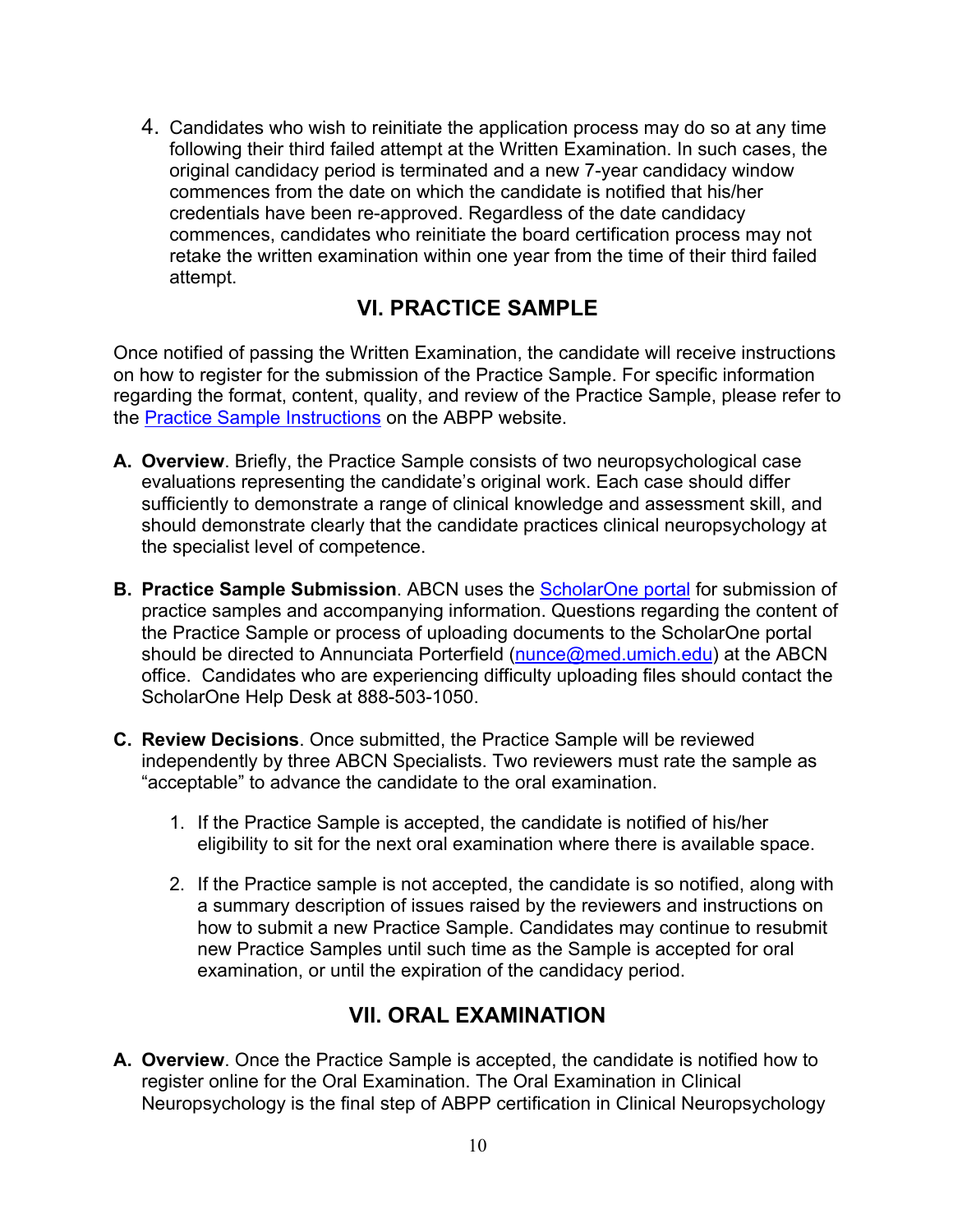4. Candidates who wish to reinitiate the application process may do so at any time following their third failed attempt at the Written Examination. In such cases, the original candidacy period is terminated and a new 7-year candidacy window commences from the date on which the candidate is notified that his/her credentials have been re-approved. Regardless of the date candidacy commences, candidates who reinitiate the board certification process may not retake the written examination within one year from the time of their third failed attempt.

## VI. PRACTICE SAMPLE

Once notified of passing the Written Examination, the candidate will receive instructions on how to register for the submission of the Practice Sample. For specific information regarding the format, content, quality, and review of the Practice Sample, please refer to the Practice Sample Instructions on the ABPP website.

**A. Overview**. Briefly, the Practice Sample consists of two neuropsychological case evaluations representing the candidate's original work. Each case should differ sufficiently to demonstrate a range of clinical knowledge and assessment skill, and should demonstrate clearly that the candidate practices clinical neuropsychology at the specialist level of competence.

**B. Practice Sample Submission**. ABCN uses the ScholarOne portal for submission of practice samples and accompanying information. Questions regarding the content of the Practice Sample or process of uploading documents to the ScholarOne portal should be directed to Annunciata Porterfield (nunce@med.umich.edu) at the ABCN office. Candidates who are experiencing difficulty uploading files should contact the ScholarOne Help Desk at 888-503-1050.

**C. Review Decisions**. Once submitted, the Practice Sample will be reviewed independently by three ABCN Specialists. Two reviewers must rate the sample as "acceptable" to advance the candidate to the oral examination.

1. If the Practice Sample is accepted, the candidate is notified of his/her eligibility to sit for the next oral examination where there is available space.

2. If the Practice sample is not accepted, the candidate is so notified, along with a summary description of issues raised by the reviewers and instructions on how to submit a new Practice Sample. Candidates may continue to resubmit new Practice Samples until such time as the Sample is accepted for oral examination, or until the expiration of the candidacy period.

## VII. ORAL EXAMINATION

**A. Overview**. Once the Practice Sample is accepted, the candidate is notified how to register online for the Oral Examination. The Oral Examination in Clinical Neuropsychology is the final step of ABPP certification in Clinical Neuropsychology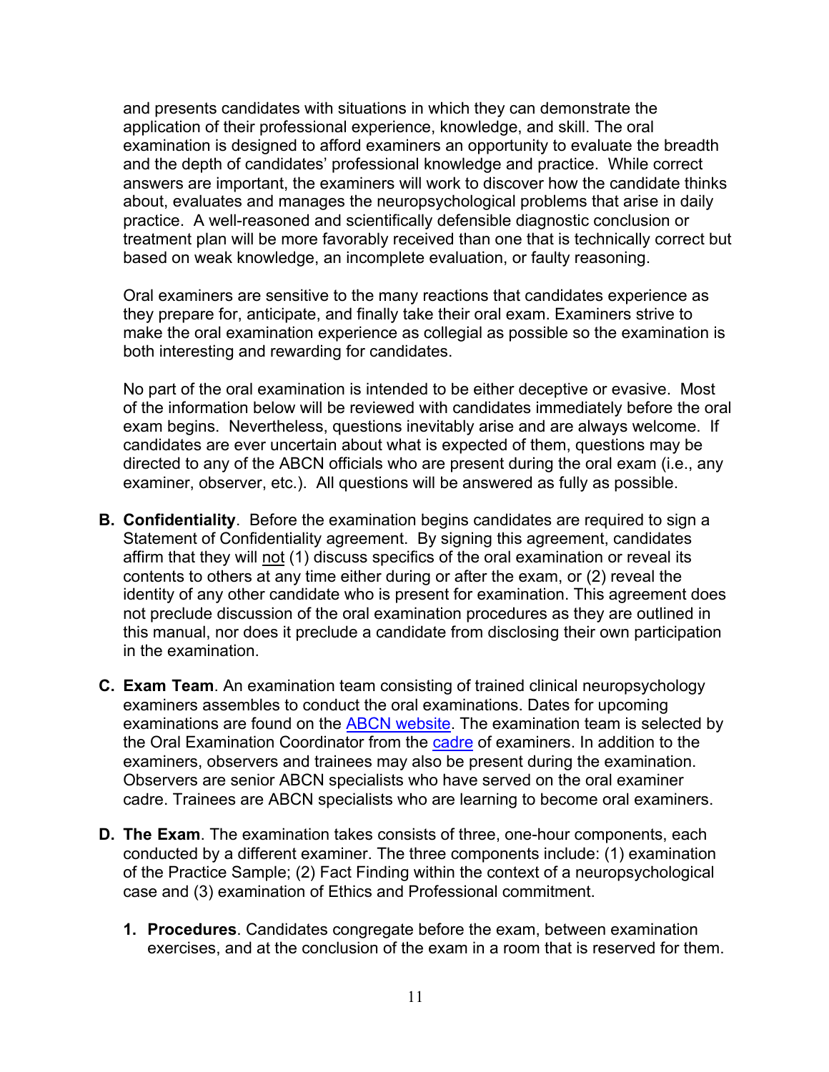and presents candidates with situations in which they can demonstrate the application of their professional experience, knowledge, and skill. The oral examination is designed to afford examiners an opportunity to evaluate the breadth and the depth of candidates' professional knowledge and practice. While correct answers are important, the examiners will work to discover how the candidate thinks about, evaluates and manages the neuropsychological problems that arise in daily practice. A well-reasoned and scientifically defensible diagnostic conclusion or treatment plan will be more favorably received than one that is technically correct but based on weak knowledge, an incomplete evaluation, or faulty reasoning.

Oral examiners are sensitive to the many reactions that candidates experience as they prepare for, anticipate, and finally take their oral exam. Examiners strive to make the oral examination experience as collegial as possible so the examination is both interesting and rewarding for candidates.

No part of the oral examination is intended to be either deceptive or evasive. Most of the information below will be reviewed with candidates immediately before the oral exam begins. Nevertheless, questions inevitably arise and are always welcome. If candidates are ever uncertain about what is expected of them, questions may be directed to any of the ABCN officials who are present during the oral exam (i.e., any examiner, observer, etc.). All questions will be answered as fully as possible.

**B. Confidentiality**. Before the examination begins candidates are required to sign a Statement of Confidentiality agreement. By signing this agreement, candidates affirm that they will not (1) discuss specifics of the oral examination or reveal its contents to others at any time either during or after the exam, or (2) reveal the identity of any other candidate who is present for examination. This agreement does not preclude discussion of the oral examination procedures as they are outlined in this manual, nor does it preclude a candidate from disclosing their own participation in the examination.

**C. Exam Team**. An examination team consisting of trained clinical neuropsychology examiners assembles to conduct the oral examinations. Dates for upcoming examinations are found on the ABCN website. The examination team is selected by the Oral Examination Coordinator from the cadre of examiners. In addition to the examiners, observers and trainees may also be present during the examination. Observers are senior ABCN specialists who have served on the oral examiner cadre. Trainees are ABCN specialists who are learning to become oral examiners.

**D. The Exam**. The examination takes consists of three, one-hour components, each conducted by a different examiner. The three components include: (1) examination of the Practice Sample; (2) Fact Finding within the context of a neuropsychological case and (3) examination of Ethics and Professional commitment.

1. **Procedures**. Candidates congregate before the exam, between examination exercises, and at the conclusion of the exam in a room that is reserved for them.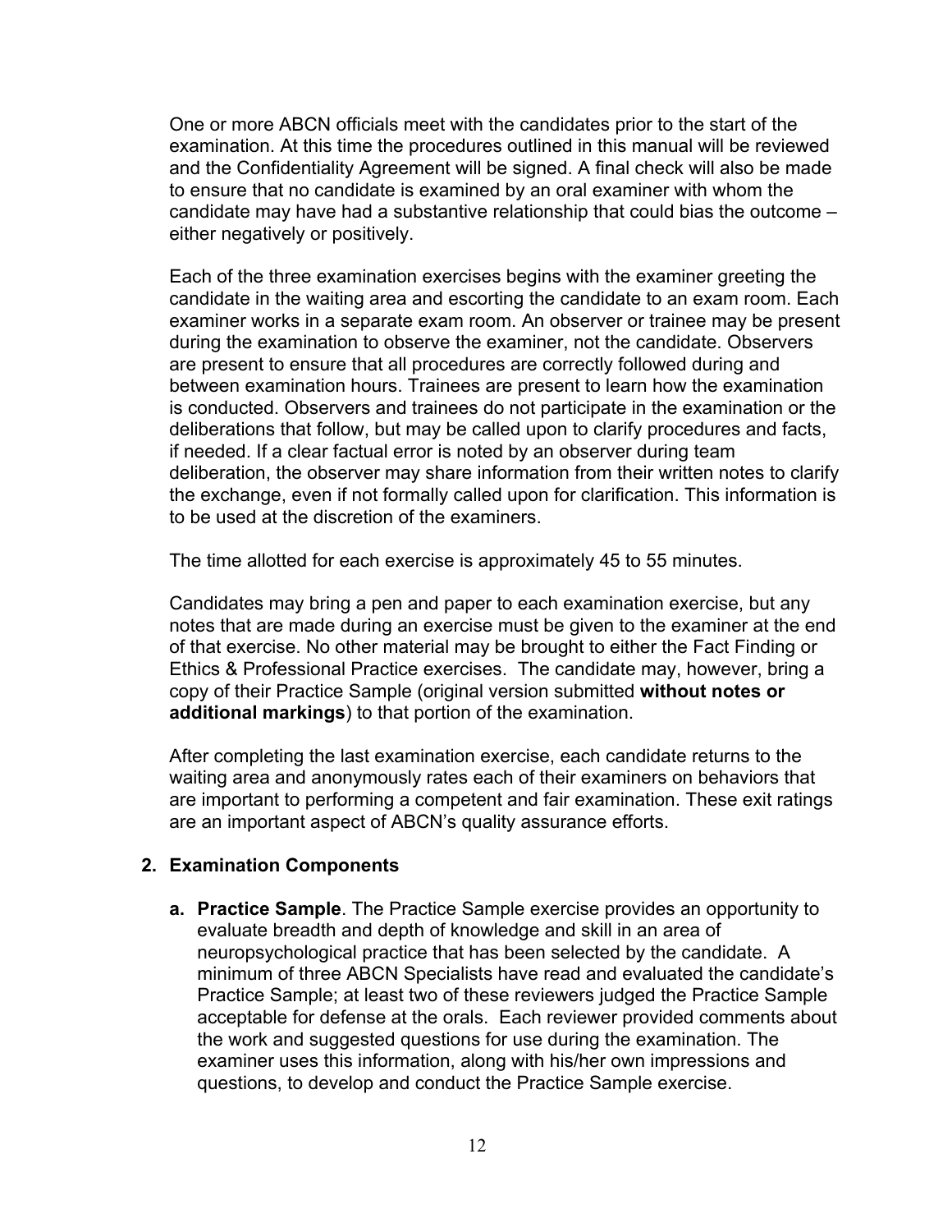One or more ABCN officials meet with the candidates prior to the start of the examination. At this time the procedures outlined in this manual will be reviewed and the Confidentiality Agreement will be signed. A final check will also be made to ensure that no candidate is examined by an oral examiner with whom the candidate may have had a substantive relationship that could bias the outcome – either negatively or positively.

Each of the three examination exercises begins with the examiner greeting the candidate in the waiting area and escorting the candidate to an exam room. Each examiner works in a separate exam room. An observer or trainee may be present during the examination to observe the examiner, not the candidate. Observers are present to ensure that all procedures are correctly followed during and between examination hours. Trainees are present to learn how the examination is conducted. Observers and trainees do not participate in the examination or the deliberations that follow, but may be called upon to clarify procedures and facts, if needed. If a clear factual error is noted by an observer during team deliberation, the observer may share information from their written notes to clarify the exchange, even if not formally called upon for clarification. This information is to be used at the discretion of the examiners.

The time allotted for each exercise is approximately 45 to 55 minutes.

Candidates may bring a pen and paper to each examination exercise, but any notes that are made during an exercise must be given to the examiner at the end of that exercise. No other material may be brought to either the Fact Finding or Ethics & Professional Practice exercises. The candidate may, however, bring a copy of their Practice Sample (original version submitted **without notes or additional markings**) to that portion of the examination.

After completing the last examination exercise, each candidate returns to the waiting area and anonymously rates each of their examiners on behaviors that are important to performing a competent and fair examination. These exit ratings are an important aspect of ABCN's quality assurance efforts.

### 2. Examination Components

**a. Practice Sample**. The Practice Sample exercise provides an opportunity to evaluate breadth and depth of knowledge and skill in an area of neuropsychological practice that has been selected by the candidate. A minimum of three ABCN Specialists have read and evaluated the candidate's Practice Sample; at least two of these reviewers judged the Practice Sample acceptable for defense at the orals. Each reviewer provided comments about the work and suggested questions for use during the examination. The examiner uses this information, along with his/her own impressions and questions, to develop and conduct the Practice Sample exercise.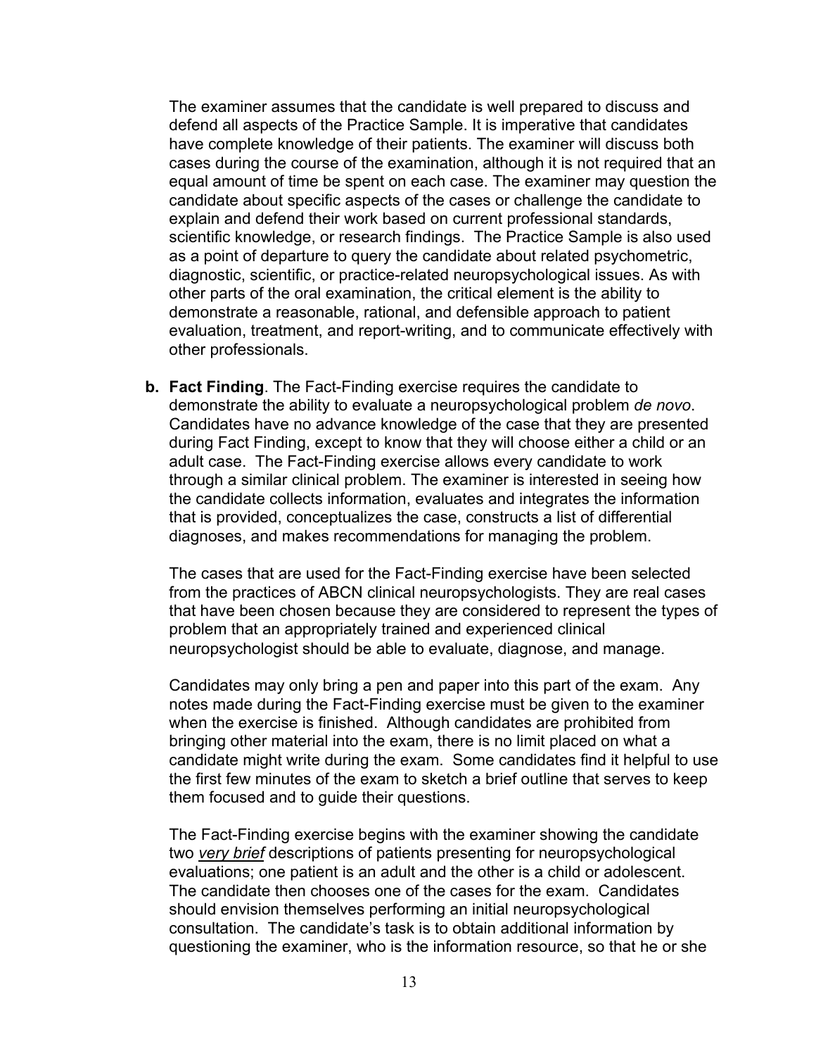The examiner assumes that the candidate is well prepared to discuss and defend all aspects of the Practice Sample. It is imperative that candidates have complete knowledge of their patients. The examiner will discuss both cases during the course of the examination, although it is not required that an equal amount of time be spent on each case. The examiner may question the candidate about specific aspects of the cases or challenge the candidate to explain and defend their work based on current professional standards, scientific knowledge, or research findings. The Practice Sample is also used as a point of departure to query the candidate about related psychometric, diagnostic, scientific, or practice-related neuropsychological issues. As with other parts of the oral examination, the critical element is the ability to demonstrate a reasonable, rational, and defensible approach to patient evaluation, treatment, and report-writing, and to communicate effectively with other professionals.

**b. Fact Finding**. The Fact-Finding exercise requires the candidate to demonstrate the ability to evaluate a neuropsychological problem *de novo*. Candidates have no advance knowledge of the case that they are presented during Fact Finding, except to know that they will choose either a child or an adult case. The Fact-Finding exercise allows every candidate to work through a similar clinical problem. The examiner is interested in seeing how the candidate collects information, evaluates and integrates the information that is provided, conceptualizes the case, constructs a list of differential diagnoses, and makes recommendations for managing the problem.

The cases that are used for the Fact-Finding exercise have been selected from the practices of ABCN clinical neuropsychologists. They are real cases that have been chosen because they are considered to represent the types of problem that an appropriately trained and experienced clinical neuropsychologist should be able to evaluate, diagnose, and manage.

Candidates may only bring a pen and paper into this part of the exam. Any notes made during the Fact-Finding exercise must be given to the examiner when the exercise is finished. Although candidates are prohibited from bringing other material into the exam, there is no limit placed on what a candidate might write during the exam. Some candidates find it helpful to use the first few minutes of the exam to sketch a brief outline that serves to keep them focused and to guide their questions.

The Fact-Finding exercise begins with the examiner showing the candidate two ***very brief*** descriptions of patients presenting for neuropsychological evaluations; one patient is an adult and the other is a child or adolescent. The candidate then chooses one of the cases for the exam. Candidates should envision themselves performing an initial neuropsychological consultation. The candidate's task is to obtain additional information by questioning the examiner, who is the information resource, so that he or she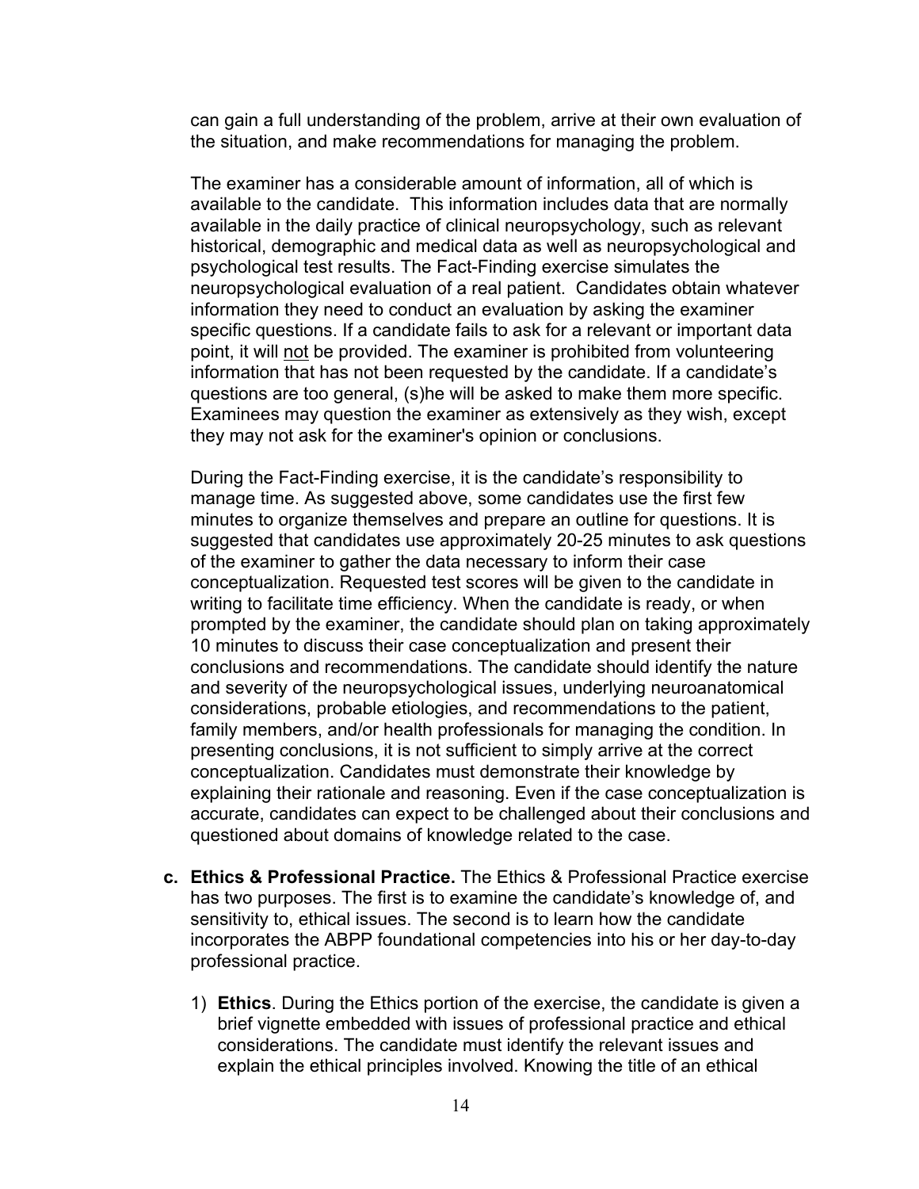can gain a full understanding of the problem, arrive at their own evaluation of the situation, and make recommendations for managing the problem.

The examiner has a considerable amount of information, all of which is available to the candidate. This information includes data that are normally available in the daily practice of clinical neuropsychology, such as relevant historical, demographic and medical data as well as neuropsychological and psychological test results. The Fact-Finding exercise simulates the neuropsychological evaluation of a real patient. Candidates obtain whatever information they need to conduct an evaluation by asking the examiner specific questions. If a candidate fails to ask for a relevant or important data point, it will not be provided. The examiner is prohibited from volunteering information that has not been requested by the candidate. If a candidate's questions are too general, (s)he will be asked to make them more specific. Examinees may question the examiner as extensively as they wish, except they may not ask for the examiner's opinion or conclusions.

During the Fact-Finding exercise, it is the candidate's responsibility to manage time. As suggested above, some candidates use the first few minutes to organize themselves and prepare an outline for questions. It is suggested that candidates use approximately 20-25 minutes to ask questions of the examiner to gather the data necessary to inform their case conceptualization. Requested test scores will be given to the candidate in writing to facilitate time efficiency. When the candidate is ready, or when prompted by the examiner, the candidate should plan on taking approximately 10 minutes to discuss their case conceptualization and present their conclusions and recommendations. The candidate should identify the nature and severity of the neuropsychological issues, underlying neuroanatomical considerations, probable etiologies, and recommendations to the patient, family members, and/or health professionals for managing the condition. In presenting conclusions, it is not sufficient to simply arrive at the correct conceptualization. Candidates must demonstrate their knowledge by explaining their rationale and reasoning. Even if the case conceptualization is accurate, candidates can expect to be challenged about their conclusions and questioned about domains of knowledge related to the case.

c. **Ethics & Professional Practice.** The Ethics & Professional Practice exercise has two purposes. The first is to examine the candidate's knowledge of, and sensitivity to, ethical issues. The second is to learn how the candidate incorporates the ABPP foundational competencies into his or her day-to-day professional practice.

   1) **Ethics**. During the Ethics portion of the exercise, the candidate is given a brief vignette embedded with issues of professional practice and ethical considerations. The candidate must identify the relevant issues and explain the ethical principles involved. Knowing the title of an ethical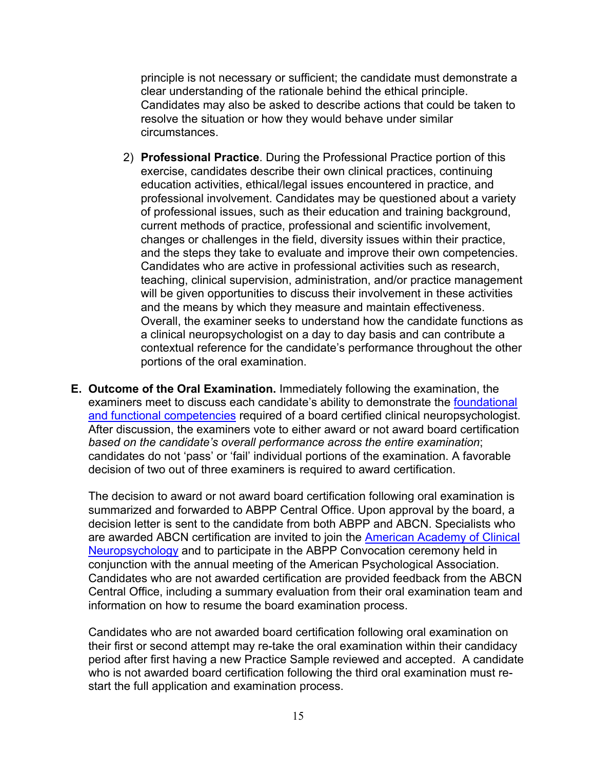principle is not necessary or sufficient; the candidate must demonstrate a clear understanding of the rationale behind the ethical principle. Candidates may also be asked to describe actions that could be taken to resolve the situation or how they would behave under similar circumstances.

2) **Professional Practice**. During the Professional Practice portion of this exercise, candidates describe their own clinical practices, continuing education activities, ethical/legal issues encountered in practice, and professional involvement. Candidates may be questioned about a variety of professional issues, such as their education and training background, current methods of practice, professional and scientific involvement, changes or challenges in the field, diversity issues within their practice, and the steps they take to evaluate and improve their own competencies. Candidates who are active in professional activities such as research, teaching, clinical supervision, administration, and/or practice management will be given opportunities to discuss their involvement in these activities and the means by which they measure and maintain effectiveness. Overall, the examiner seeks to understand how the candidate functions as a clinical neuropsychologist on a day to day basis and can contribute a contextual reference for the candidate's performance throughout the other portions of the oral examination.

**E. Outcome of the Oral Examination.** Immediately following the examination, the examiners meet to discuss each candidate's ability to demonstrate the foundational and functional competencies required of a board certified clinical neuropsychologist. After discussion, the examiners vote to either award or not award board certification *based on the candidate's overall performance across the entire examination*; candidates do not 'pass' or 'fail' individual portions of the examination. A favorable decision of two out of three examiners is required to award certification.

The decision to award or not award board certification following oral examination is summarized and forwarded to ABPP Central Office. Upon approval by the board, a decision letter is sent to the candidate from both ABPP and ABCN. Specialists who are awarded ABCN certification are invited to join the American Academy of Clinical Neuropsychology and to participate in the ABPP Convocation ceremony held in conjunction with the annual meeting of the American Psychological Association. Candidates who are not awarded certification are provided feedback from the ABCN Central Office, including a summary evaluation from their oral examination team and information on how to resume the board examination process.

Candidates who are not awarded board certification following oral examination on their first or second attempt may re-take the oral examination within their candidacy period after first having a new Practice Sample reviewed and accepted. A candidate who is not awarded board certification following the third oral examination must re-start the full application and examination process.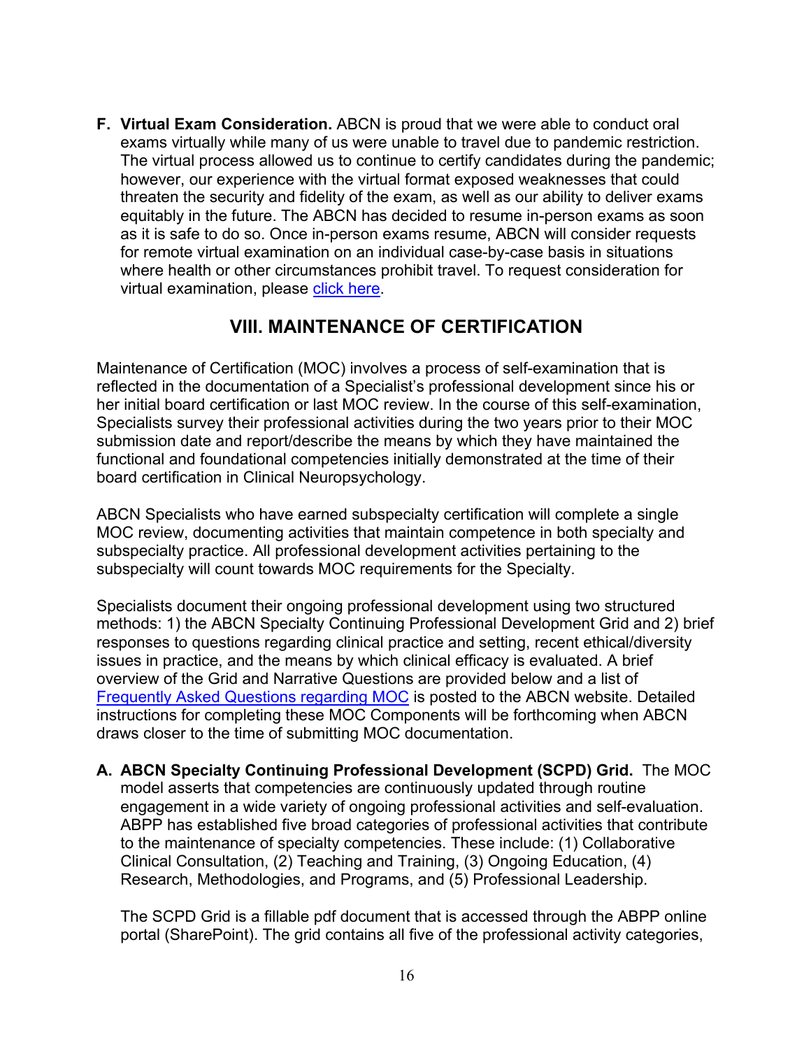**F. Virtual Exam Consideration.** ABCN is proud that we were able to conduct oral exams virtually while many of us were unable to travel due to pandemic restriction. The virtual process allowed us to continue to certify candidates during the pandemic; however, our experience with the virtual format exposed weaknesses that could threaten the security and fidelity of the exam, as well as our ability to deliver exams equitably in the future. The ABCN has decided to resume in-person exams as soon as it is safe to do so. Once in-person exams resume, ABCN will consider requests for remote virtual examination on an individual case-by-case basis in situations where health or other circumstances prohibit travel. To request consideration for virtual examination, please click here.

## VIII. MAINTENANCE OF CERTIFICATION

Maintenance of Certification (MOC) involves a process of self-examination that is reflected in the documentation of a Specialist's professional development since his or her initial board certification or last MOC review. In the course of this self-examination, Specialists survey their professional activities during the two years prior to their MOC submission date and report/describe the means by which they have maintained the functional and foundational competencies initially demonstrated at the time of their board certification in Clinical Neuropsychology.

ABCN Specialists who have earned subspecialty certification will complete a single MOC review, documenting activities that maintain competence in both specialty and subspecialty practice. All professional development activities pertaining to the subspecialty will count towards MOC requirements for the Specialty.

Specialists document their ongoing professional development using two structured methods: 1) the ABCN Specialty Continuing Professional Development Grid and 2) brief responses to questions regarding clinical practice and setting, recent ethical/diversity issues in practice, and the means by which clinical efficacy is evaluated. A brief overview of the Grid and Narrative Questions are provided below and a list of Frequently Asked Questions regarding MOC is posted to the ABCN website. Detailed instructions for completing these MOC Components will be forthcoming when ABCN draws closer to the time of submitting MOC documentation.

**A. ABCN Specialty Continuing Professional Development (SCPD) Grid.** The MOC model asserts that competencies are continuously updated through routine engagement in a wide variety of ongoing professional activities and self-evaluation. ABPP has established five broad categories of professional activities that contribute to the maintenance of specialty competencies. These include: (1) Collaborative Clinical Consultation, (2) Teaching and Training, (3) Ongoing Education, (4) Research, Methodologies, and Programs, and (5) Professional Leadership.

The SCPD Grid is a fillable pdf document that is accessed through the ABPP online portal (SharePoint). The grid contains all five of the professional activity categories,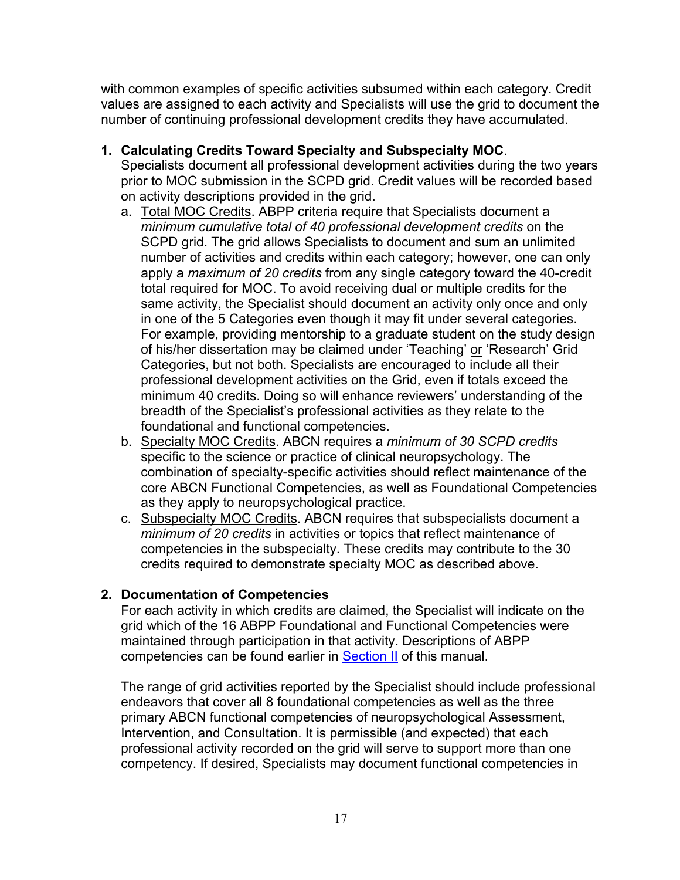with common examples of specific activities subsumed within each category. Credit values are assigned to each activity and Specialists will use the grid to document the number of continuing professional development credits they have accumulated.

1. **Calculating Credits Toward Specialty and Subspecialty MOC**.
   Specialists document all professional development activities during the two years prior to MOC submission in the SCPD grid. Credit values will be recorded based on activity descriptions provided in the grid.
   a. Total MOC Credits. ABPP criteria require that Specialists document a *minimum cumulative total of 40 professional development credits* on the SCPD grid. The grid allows Specialists to document and sum an unlimited number of activities and credits within each category; however, one can only apply a *maximum of 20 credits* from any single category toward the 40-credit total required for MOC. To avoid receiving dual or multiple credits for the same activity, the Specialist should document an activity only once and only in one of the 5 Categories even though it may fit under several categories. For example, providing mentorship to a graduate student on the study design of his/her dissertation may be claimed under 'Teaching' or 'Research' Grid Categories, but not both. Specialists are encouraged to include all their professional development activities on the Grid, even if totals exceed the minimum 40 credits. Doing so will enhance reviewers' understanding of the breadth of the Specialist's professional activities as they relate to the foundational and functional competencies.
   b. Specialty MOC Credits. ABCN requires a *minimum of 30 SCPD credits* specific to the science or practice of clinical neuropsychology. The combination of specialty-specific activities should reflect maintenance of the core ABCN Functional Competencies, as well as Foundational Competencies as they apply to neuropsychological practice.
   c. Subspecialty MOC Credits. ABCN requires that subspecialists document a *minimum of 20 credits* in activities or topics that reflect maintenance of competencies in the subspecialty. These credits may contribute to the 30 credits required to demonstrate specialty MOC as described above.

2. **Documentation of Competencies**
   For each activity in which credits are claimed, the Specialist will indicate on the grid which of the 16 ABPP Foundational and Functional Competencies were maintained through participation in that activity. Descriptions of ABPP competencies can be found earlier in Section II of this manual.

   The range of grid activities reported by the Specialist should include professional endeavors that cover all 8 foundational competencies as well as the three primary ABCN functional competencies of neuropsychological Assessment, Intervention, and Consultation. It is permissible (and expected) that each professional activity recorded on the grid will serve to support more than one competency. If desired, Specialists may document functional competencies in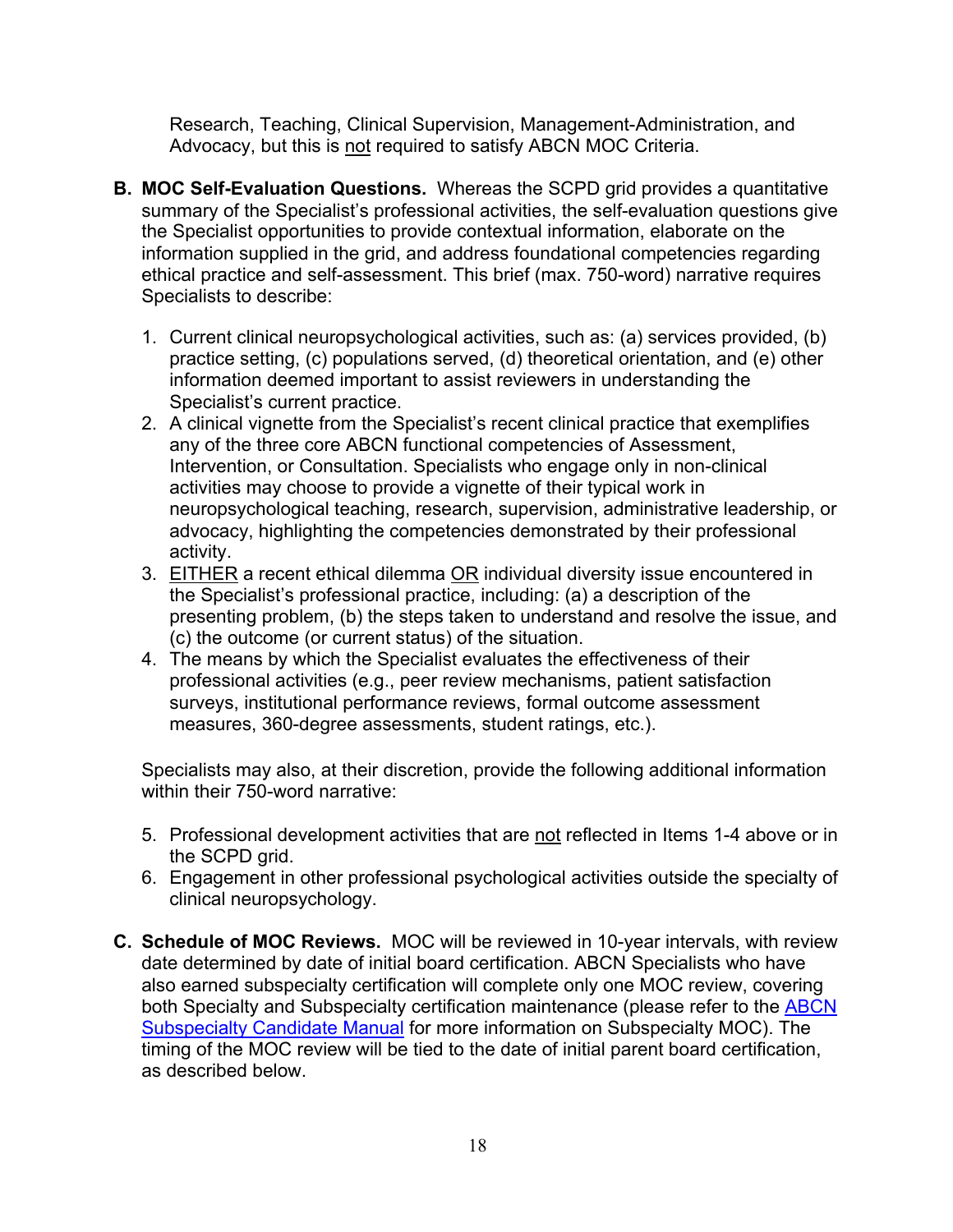Research, Teaching, Clinical Supervision, Management-Administration, and Advocacy, but this is not required to satisfy ABCN MOC Criteria.

**B. MOC Self-Evaluation Questions.** Whereas the SCPD grid provides a quantitative summary of the Specialist's professional activities, the self-evaluation questions give the Specialist opportunities to provide contextual information, elaborate on the information supplied in the grid, and address foundational competencies regarding ethical practice and self-assessment. This brief (max. 750-word) narrative requires Specialists to describe:

1. Current clinical neuropsychological activities, such as: (a) services provided, (b) practice setting, (c) populations served, (d) theoretical orientation, and (e) other information deemed important to assist reviewers in understanding the Specialist's current practice.
2. A clinical vignette from the Specialist's recent clinical practice that exemplifies any of the three core ABCN functional competencies of Assessment, Intervention, or Consultation. Specialists who engage only in non-clinical activities may choose to provide a vignette of their typical work in neuropsychological teaching, research, supervision, administrative leadership, or advocacy, highlighting the competencies demonstrated by their professional activity.
3. EITHER a recent ethical dilemma OR individual diversity issue encountered in the Specialist's professional practice, including: (a) a description of the presenting problem, (b) the steps taken to understand and resolve the issue, and (c) the outcome (or current status) of the situation.
4. The means by which the Specialist evaluates the effectiveness of their professional activities (e.g., peer review mechanisms, patient satisfaction surveys, institutional performance reviews, formal outcome assessment measures, 360-degree assessments, student ratings, etc.).

Specialists may also, at their discretion, provide the following additional information within their 750-word narrative:

5. Professional development activities that are not reflected in Items 1-4 above or in the SCPD grid.
6. Engagement in other professional psychological activities outside the specialty of clinical neuropsychology.

**C. Schedule of MOC Reviews.** MOC will be reviewed in 10-year intervals, with review date determined by date of initial board certification. ABCN Specialists who have also earned subspecialty certification will complete only one MOC review, covering both Specialty and Subspecialty certification maintenance (please refer to the ABCN Subspecialty Candidate Manual for more information on Subspecialty MOC). The timing of the MOC review will be tied to the date of initial parent board certification, as described below.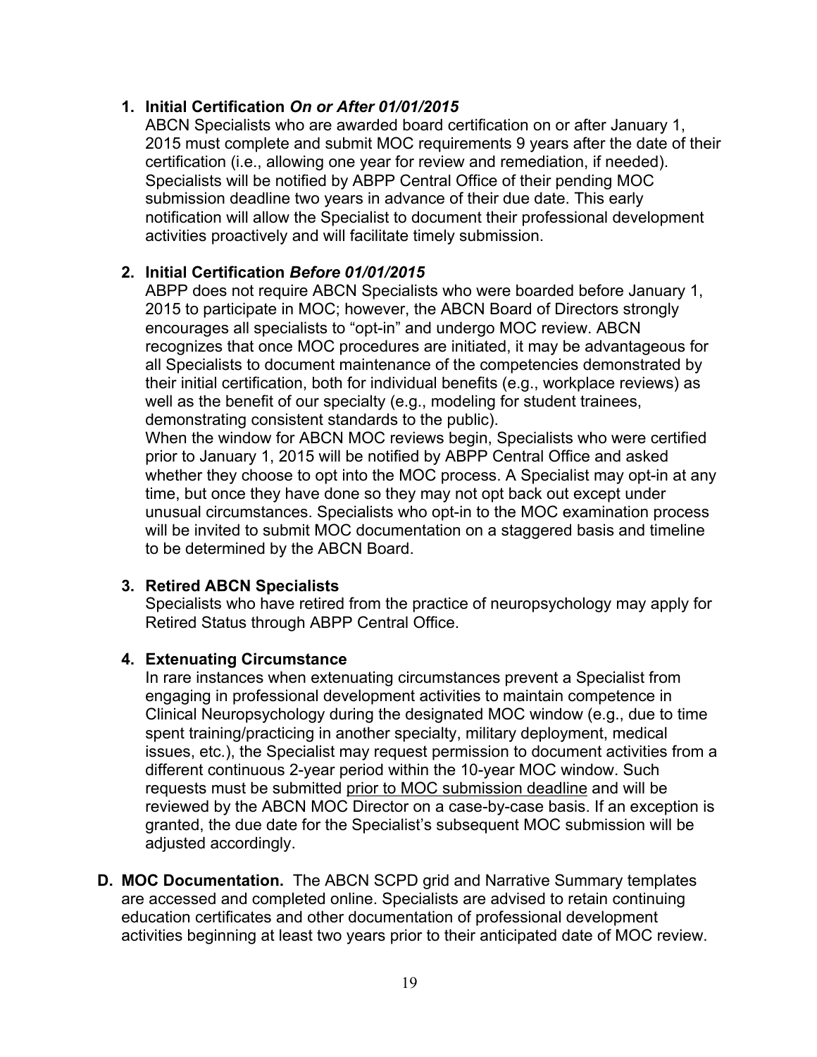1. **Initial Certification *On or After 01/01/2015***
   ABCN Specialists who are awarded board certification on or after January 1, 2015 must complete and submit MOC requirements 9 years after the date of their certification (i.e., allowing one year for review and remediation, if needed). Specialists will be notified by ABPP Central Office of their pending MOC submission deadline two years in advance of their due date. This early notification will allow the Specialist to document their professional development activities proactively and will facilitate timely submission.

2. **Initial Certification *Before 01/01/2015***
   ABPP does not require ABCN Specialists who were boarded before January 1, 2015 to participate in MOC; however, the ABCN Board of Directors strongly encourages all specialists to "opt-in" and undergo MOC review. ABCN recognizes that once MOC procedures are initiated, it may be advantageous for all Specialists to document maintenance of the competencies demonstrated by their initial certification, both for individual benefits (e.g., workplace reviews) as well as the benefit of our specialty (e.g., modeling for student trainees, demonstrating consistent standards to the public).
   When the window for ABCN MOC reviews begin, Specialists who were certified prior to January 1, 2015 will be notified by ABPP Central Office and asked whether they choose to opt into the MOC process. A Specialist may opt-in at any time, but once they have done so they may not opt back out except under unusual circumstances. Specialists who opt-in to the MOC examination process will be invited to submit MOC documentation on a staggered basis and timeline to be determined by the ABCN Board.

3. **Retired ABCN Specialists**
   Specialists who have retired from the practice of neuropsychology may apply for Retired Status through ABPP Central Office.

4. **Extenuating Circumstance**
   In rare instances when extenuating circumstances prevent a Specialist from engaging in professional development activities to maintain competence in Clinical Neuropsychology during the designated MOC window (e.g., due to time spent training/practicing in another specialty, military deployment, medical issues, etc.), the Specialist may request permission to document activities from a different continuous 2-year period within the 10-year MOC window. Such requests must be submitted prior to MOC submission deadline and will be reviewed by the ABCN MOC Director on a case-by-case basis. If an exception is granted, the due date for the Specialist's subsequent MOC submission will be adjusted accordingly.

**D. MOC Documentation.** The ABCN SCPD grid and Narrative Summary templates are accessed and completed online. Specialists are advised to retain continuing education certificates and other documentation of professional development activities beginning at least two years prior to their anticipated date of MOC review.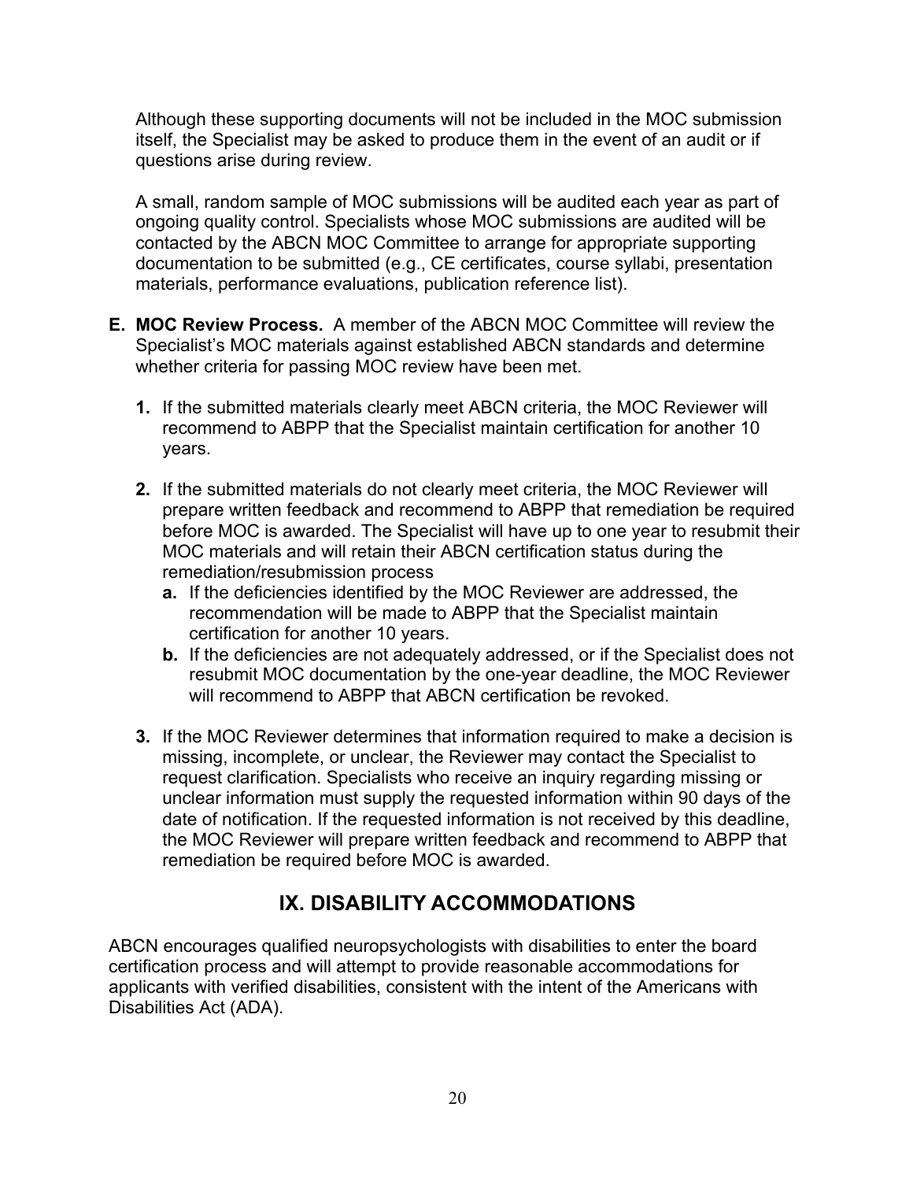Although these supporting documents will not be included in the MOC submission itself, the Specialist may be asked to produce them in the event of an audit or if questions arise during review.

A small, random sample of MOC submissions will be audited each year as part of ongoing quality control. Specialists whose MOC submissions are audited will be contacted by the ABCN MOC Committee to arrange for appropriate supporting documentation to be submitted (e.g., CE certificates, course syllabi, presentation materials, performance evaluations, publication reference list).

**E. MOC Review Process.** A member of the ABCN MOC Committee will review the Specialist's MOC materials against established ABCN standards and determine whether criteria for passing MOC review have been met.

1. If the submitted materials clearly meet ABCN criteria, the MOC Reviewer will recommend to ABPP that the Specialist maintain certification for another 10 years.

2. If the submitted materials do not clearly meet criteria, the MOC Reviewer will prepare written feedback and recommend to ABPP that remediation be required before MOC is awarded. The Specialist will have up to one year to resubmit their MOC materials and will retain their ABCN certification status during the remediation/resubmission process
   - **a.** If the deficiencies identified by the MOC Reviewer are addressed, the recommendation will be made to ABPP that the Specialist maintain certification for another 10 years.
   - **b.** If the deficiencies are not adequately addressed, or if the Specialist does not resubmit MOC documentation by the one-year deadline, the MOC Reviewer will recommend to ABPP that ABCN certification be revoked.

3. If the MOC Reviewer determines that information required to make a decision is missing, incomplete, or unclear, the Reviewer may contact the Specialist to request clarification. Specialists who receive an inquiry regarding missing or unclear information must supply the requested information within 90 days of the date of notification. If the requested information is not received by this deadline, the MOC Reviewer will prepare written feedback and recommend to ABPP that remediation be required before MOC is awarded.

## IX. DISABILITY ACCOMMODATIONS

ABCN encourages qualified neuropsychologists with disabilities to enter the board certification process and will attempt to provide reasonable accommodations for applicants with verified disabilities, consistent with the intent of the Americans with Disabilities Act (ADA).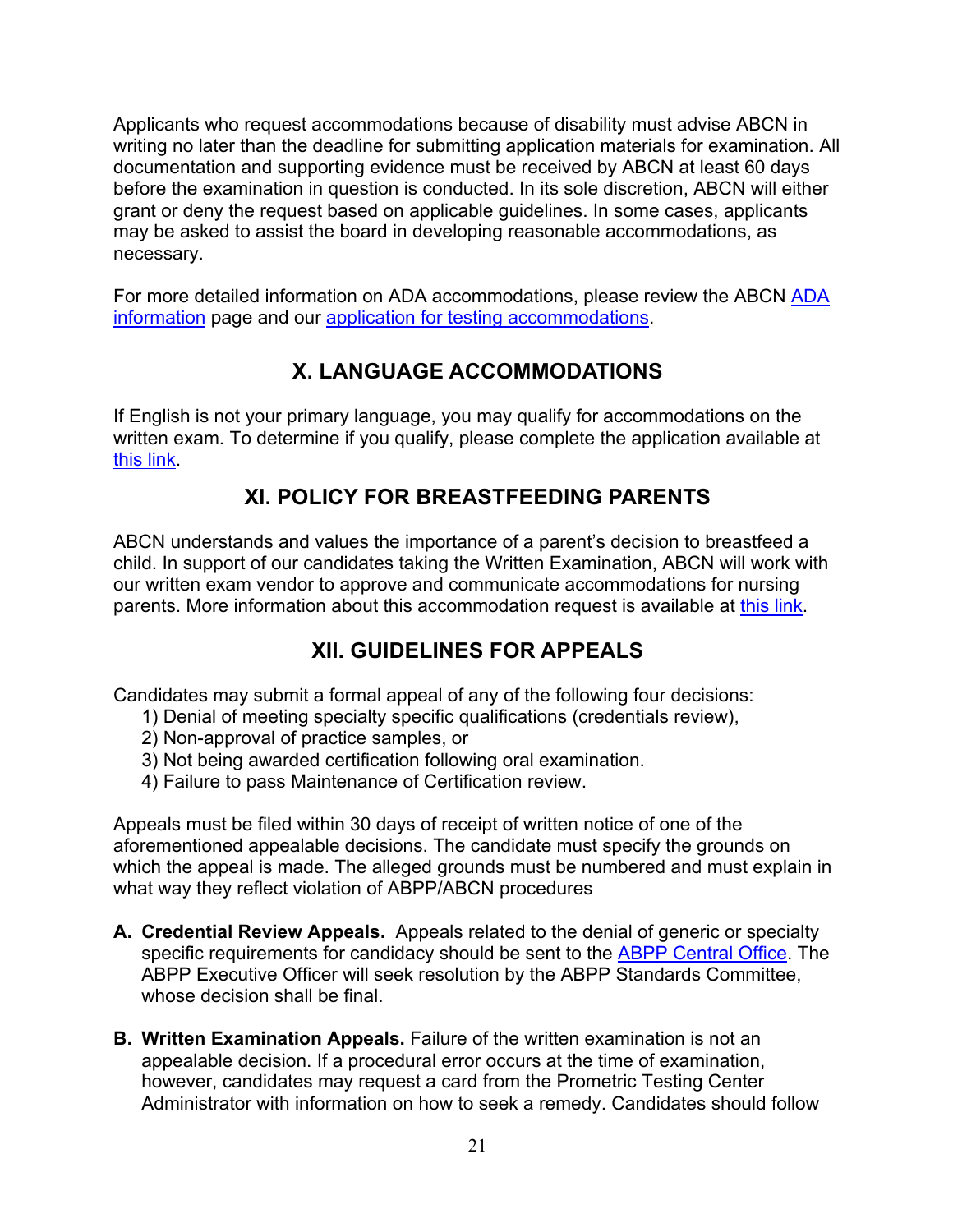Applicants who request accommodations because of disability must advise ABCN in writing no later than the deadline for submitting application materials for examination. All documentation and supporting evidence must be received by ABCN at least 60 days before the examination in question is conducted. In its sole discretion, ABCN will either grant or deny the request based on applicable guidelines. In some cases, applicants may be asked to assist the board in developing reasonable accommodations, as necessary.

For more detailed information on ADA accommodations, please review the ABCN ADA information page and our application for testing accommodations.

## X. LANGUAGE ACCOMMODATIONS

If English is not your primary language, you may qualify for accommodations on the written exam. To determine if you qualify, please complete the application available at this link.

## XI. POLICY FOR BREASTFEEDING PARENTS

ABCN understands and values the importance of a parent's decision to breastfeed a child. In support of our candidates taking the Written Examination, ABCN will work with our written exam vendor to approve and communicate accommodations for nursing parents. More information about this accommodation request is available at this link.

## XII. GUIDELINES FOR APPEALS

Candidates may submit a formal appeal of any of the following four decisions:

1) Denial of meeting specialty specific qualifications (credentials review),
2) Non-approval of practice samples, or
3) Not being awarded certification following oral examination.
4) Failure to pass Maintenance of Certification review.

Appeals must be filed within 30 days of receipt of written notice of one of the aforementioned appealable decisions. The candidate must specify the grounds on which the appeal is made. The alleged grounds must be numbered and must explain in what way they reflect violation of ABPP/ABCN procedures

**A. Credential Review Appeals.** Appeals related to the denial of generic or specialty specific requirements for candidacy should be sent to the ABPP Central Office. The ABPP Executive Officer will seek resolution by the ABPP Standards Committee, whose decision shall be final.

**B. Written Examination Appeals.** Failure of the written examination is not an appealable decision. If a procedural error occurs at the time of examination, however, candidates may request a card from the Prometric Testing Center Administrator with information on how to seek a remedy. Candidates should follow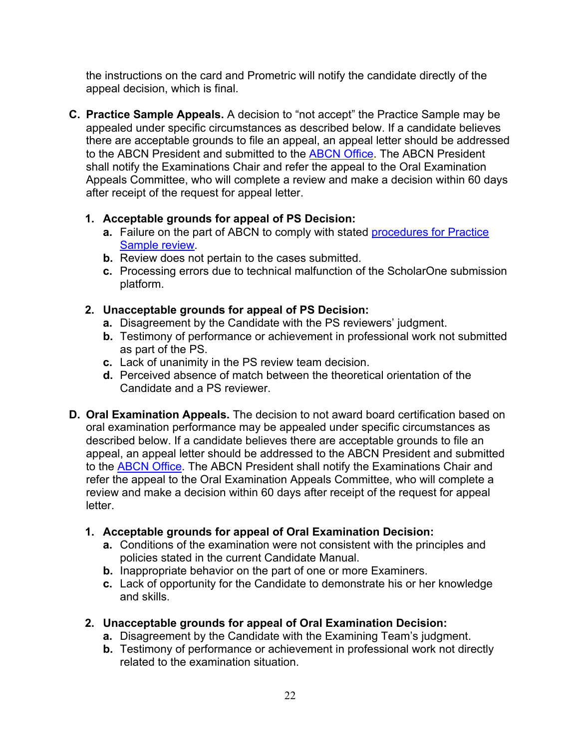the instructions on the card and Prometric will notify the candidate directly of the appeal decision, which is final.

**C. Practice Sample Appeals.** A decision to "not accept" the Practice Sample may be appealed under specific circumstances as described below. If a candidate believes there are acceptable grounds to file an appeal, an appeal letter should be addressed to the ABCN President and submitted to the ABCN Office. The ABCN President shall notify the Examinations Chair and refer the appeal to the Oral Examination Appeals Committee, who will complete a review and make a decision within 60 days after receipt of the request for appeal letter.

1. **Acceptable grounds for appeal of PS Decision:**
   - **a.** Failure on the part of ABCN to comply with stated procedures for Practice Sample review.
   - **b.** Review does not pertain to the cases submitted.
   - **c.** Processing errors due to technical malfunction of the ScholarOne submission platform.

2. **Unacceptable grounds for appeal of PS Decision:**
   - **a.** Disagreement by the Candidate with the PS reviewers' judgment.
   - **b.** Testimony of performance or achievement in professional work not submitted as part of the PS.
   - **c.** Lack of unanimity in the PS review team decision.
   - **d.** Perceived absence of match between the theoretical orientation of the Candidate and a PS reviewer.

**D. Oral Examination Appeals.** The decision to not award board certification based on oral examination performance may be appealed under specific circumstances as described below. If a candidate believes there are acceptable grounds to file an appeal, an appeal letter should be addressed to the ABCN President and submitted to the ABCN Office. The ABCN President shall notify the Examinations Chair and refer the appeal to the Oral Examination Appeals Committee, who will complete a review and make a decision within 60 days after receipt of the request for appeal letter.

1. **Acceptable grounds for appeal of Oral Examination Decision:**
   - **a.** Conditions of the examination were not consistent with the principles and policies stated in the current Candidate Manual.
   - **b.** Inappropriate behavior on the part of one or more Examiners.
   - **c.** Lack of opportunity for the Candidate to demonstrate his or her knowledge and skills.

2. **Unacceptable grounds for appeal of Oral Examination Decision:**
   - **a.** Disagreement by the Candidate with the Examining Team's judgment.
   - **b.** Testimony of performance or achievement in professional work not directly related to the examination situation.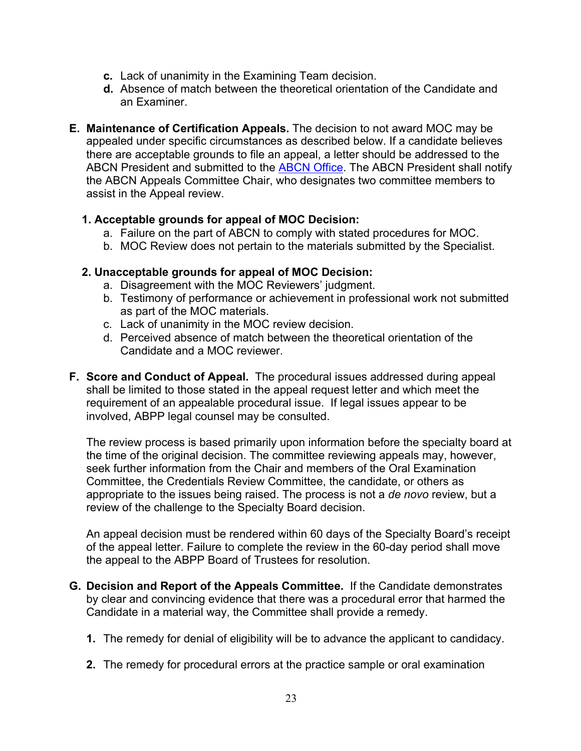c. Lack of unanimity in the Examining Team decision.
   d. Absence of match between the theoretical orientation of the Candidate and an Examiner.

**E. Maintenance of Certification Appeals.** The decision to not award MOC may be appealed under specific circumstances as described below. If a candidate believes there are acceptable grounds to file an appeal, a letter should be addressed to the ABCN President and submitted to the ABCN Office. The ABCN President shall notify the ABCN Appeals Committee Chair, who designates two committee members to assist in the Appeal review.

**1. Acceptable grounds for appeal of MOC Decision:**

a. Failure on the part of ABCN to comply with stated procedures for MOC.
b. MOC Review does not pertain to the materials submitted by the Specialist.

**2. Unacceptable grounds for appeal of MOC Decision:**

a. Disagreement with the MOC Reviewers' judgment.
b. Testimony of performance or achievement in professional work not submitted as part of the MOC materials.
c. Lack of unanimity in the MOC review decision.
d. Perceived absence of match between the theoretical orientation of the Candidate and a MOC reviewer.

**F. Score and Conduct of Appeal.** The procedural issues addressed during appeal shall be limited to those stated in the appeal request letter and which meet the requirement of an appealable procedural issue. If legal issues appear to be involved, ABPP legal counsel may be consulted.

The review process is based primarily upon information before the specialty board at the time of the original decision. The committee reviewing appeals may, however, seek further information from the Chair and members of the Oral Examination Committee, the Credentials Review Committee, the candidate, or others as appropriate to the issues being raised. The process is not a *de novo* review, but a review of the challenge to the Specialty Board decision.

An appeal decision must be rendered within 60 days of the Specialty Board's receipt of the appeal letter. Failure to complete the review in the 60-day period shall move the appeal to the ABPP Board of Trustees for resolution.

**G. Decision and Report of the Appeals Committee.** If the Candidate demonstrates by clear and convincing evidence that there was a procedural error that harmed the Candidate in a material way, the Committee shall provide a remedy.

**1.** The remedy for denial of eligibility will be to advance the applicant to candidacy.

**2.** The remedy for procedural errors at the practice sample or oral examination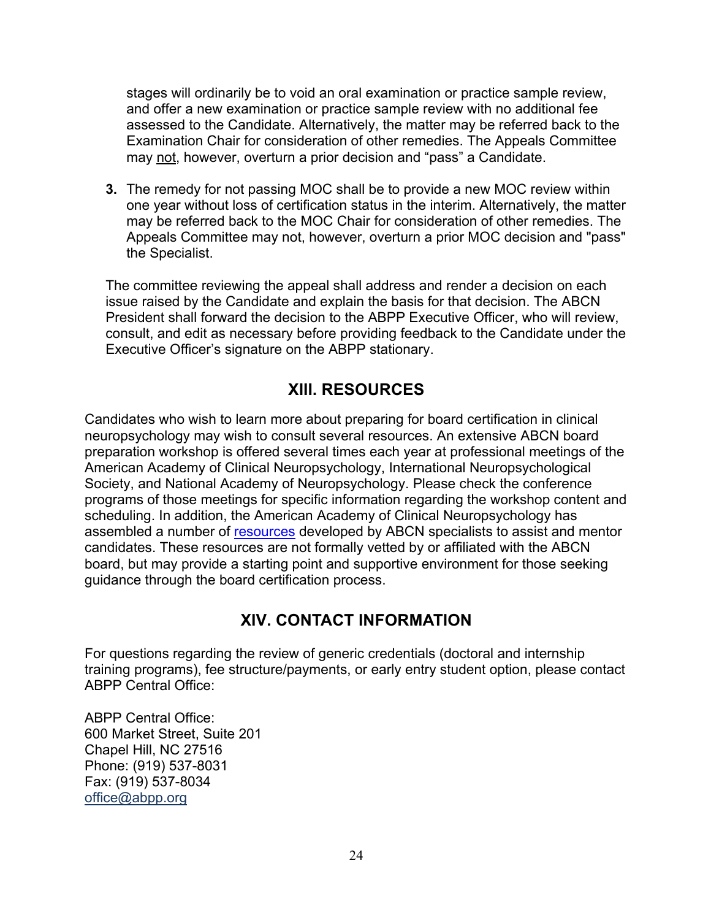stages will ordinarily be to void an oral examination or practice sample review, and offer a new examination or practice sample review with no additional fee assessed to the Candidate. Alternatively, the matter may be referred back to the Examination Chair for consideration of other remedies. The Appeals Committee may not, however, overturn a prior decision and "pass" a Candidate.

3. The remedy for not passing MOC shall be to provide a new MOC review within one year without loss of certification status in the interim. Alternatively, the matter may be referred back to the MOC Chair for consideration of other remedies. The Appeals Committee may not, however, overturn a prior MOC decision and "pass" the Specialist.

The committee reviewing the appeal shall address and render a decision on each issue raised by the Candidate and explain the basis for that decision. The ABCN President shall forward the decision to the ABPP Executive Officer, who will review, consult, and edit as necessary before providing feedback to the Candidate under the Executive Officer's signature on the ABPP stationary.

## XIII. RESOURCES

Candidates who wish to learn more about preparing for board certification in clinical neuropsychology may wish to consult several resources. An extensive ABCN board preparation workshop is offered several times each year at professional meetings of the American Academy of Clinical Neuropsychology, International Neuropsychological Society, and National Academy of Neuropsychology. Please check the conference programs of those meetings for specific information regarding the workshop content and scheduling. In addition, the American Academy of Clinical Neuropsychology has assembled a number of resources developed by ABCN specialists to assist and mentor candidates. These resources are not formally vetted by or affiliated with the ABCN board, but may provide a starting point and supportive environment for those seeking guidance through the board certification process.

## XIV. CONTACT INFORMATION

For questions regarding the review of generic credentials (doctoral and internship training programs), fee structure/payments, or early entry student option, please contact ABPP Central Office:

ABPP Central Office:
600 Market Street, Suite 201
Chapel Hill, NC 27516
Phone: (919) 537-8031
Fax: (919) 537-8034
office@abpp.org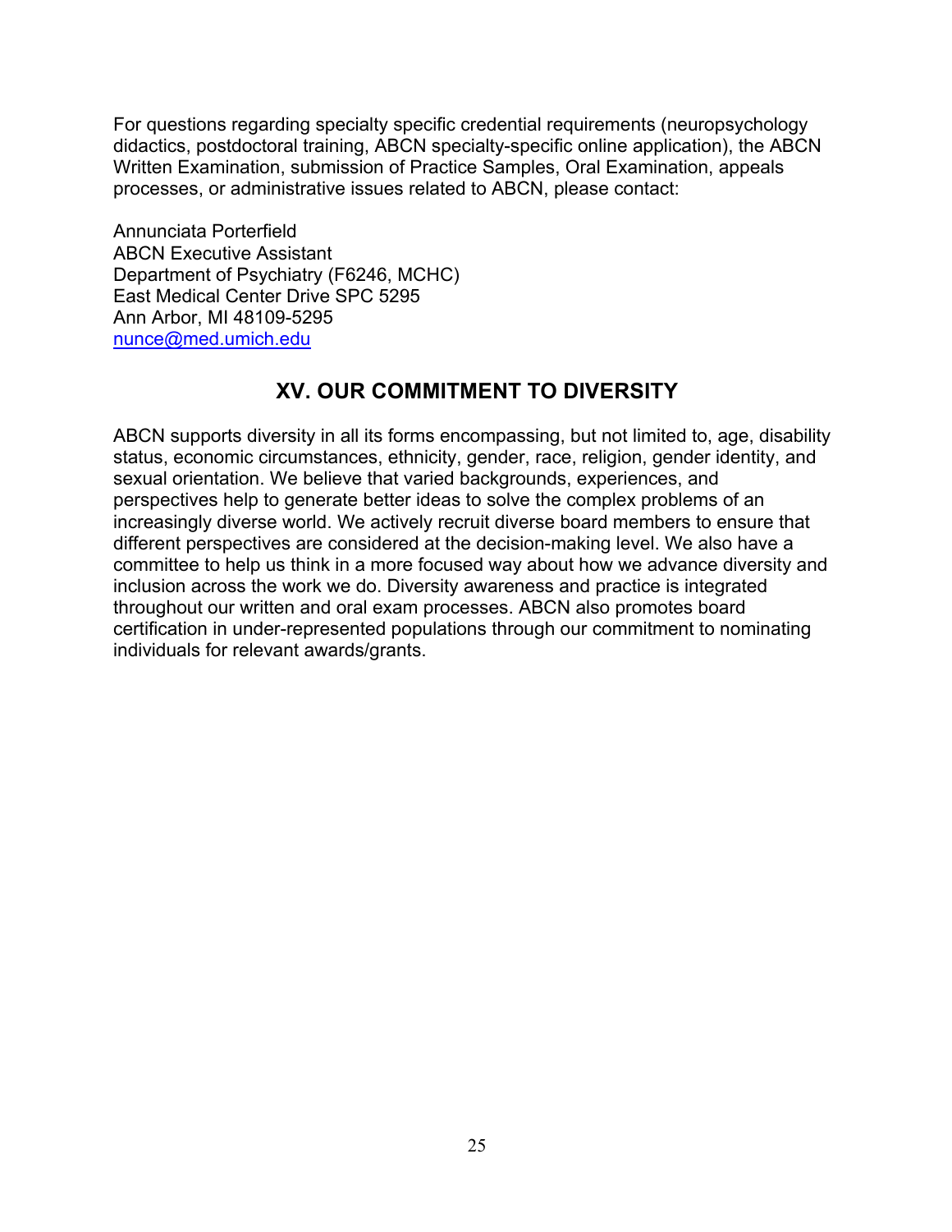For questions regarding specialty specific credential requirements (neuropsychology didactics, postdoctoral training, ABCN specialty-specific online application), the ABCN Written Examination, submission of Practice Samples, Oral Examination, appeals processes, or administrative issues related to ABCN, please contact:

Annunciata Porterfield
ABCN Executive Assistant
Department of Psychiatry (F6246, MCHC)
East Medical Center Drive SPC 5295
Ann Arbor, MI 48109-5295
nunce@med.umich.edu

## XV. OUR COMMITMENT TO DIVERSITY

ABCN supports diversity in all its forms encompassing, but not limited to, age, disability status, economic circumstances, ethnicity, gender, race, religion, gender identity, and sexual orientation. We believe that varied backgrounds, experiences, and perspectives help to generate better ideas to solve the complex problems of an increasingly diverse world. We actively recruit diverse board members to ensure that different perspectives are considered at the decision-making level. We also have a committee to help us think in a more focused way about how we advance diversity and inclusion across the work we do. Diversity awareness and practice is integrated throughout our written and oral exam processes. ABCN also promotes board certification in under-represented populations through our commitment to nominating individuals for relevant awards/grants.